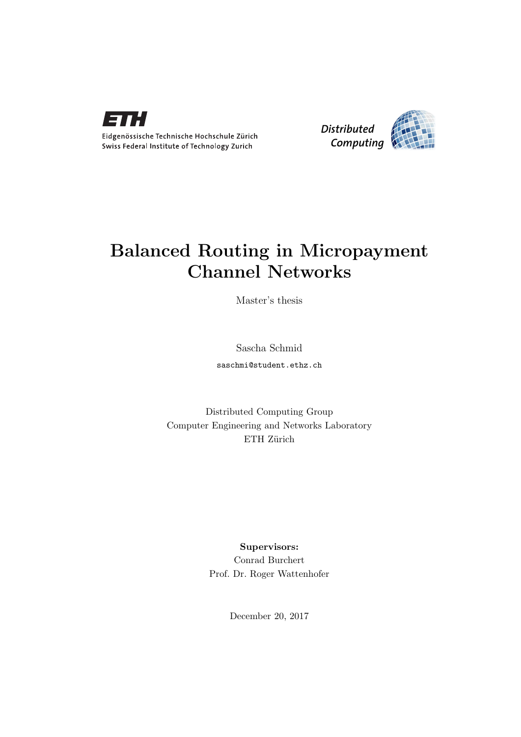Eidgenössische Technische Hochschule Zürich
Swiss Federal Institute of Technology Zurich

Distributed Computing

# Balanced Routing in Micropayment Channel Networks

Master's thesis

Sascha Schmid

saschmi@student.ethz.ch

Distributed Computing Group
Computer Engineering and Networks Laboratory
ETH Zürich

**Supervisors:**
Conrad Burchert
Prof. Dr. Roger Wattenhofer

December 20, 2017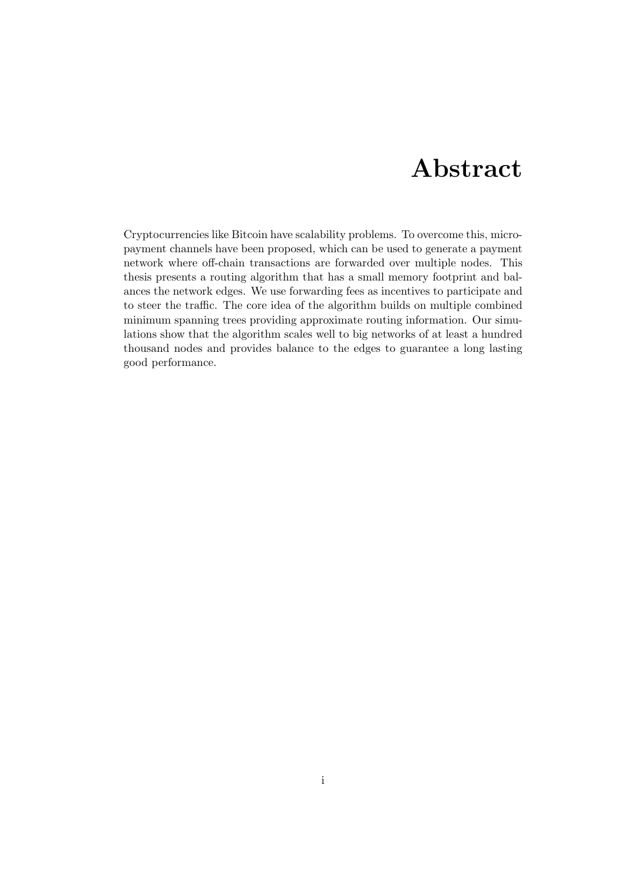# Abstract

Cryptocurrencies like Bitcoin have scalability problems. To overcome this, micropayment channels have been proposed, which can be used to generate a payment network where off-chain transactions are forwarded over multiple nodes. This thesis presents a routing algorithm that has a small memory footprint and balances the network edges. We use forwarding fees as incentives to participate and to steer the traffic. The core idea of the algorithm builds on multiple combined minimum spanning trees providing approximate routing information. Our simulations show that the algorithm scales well to big networks of at least a hundred thousand nodes and provides balance to the edges to guarantee a long lasting good performance.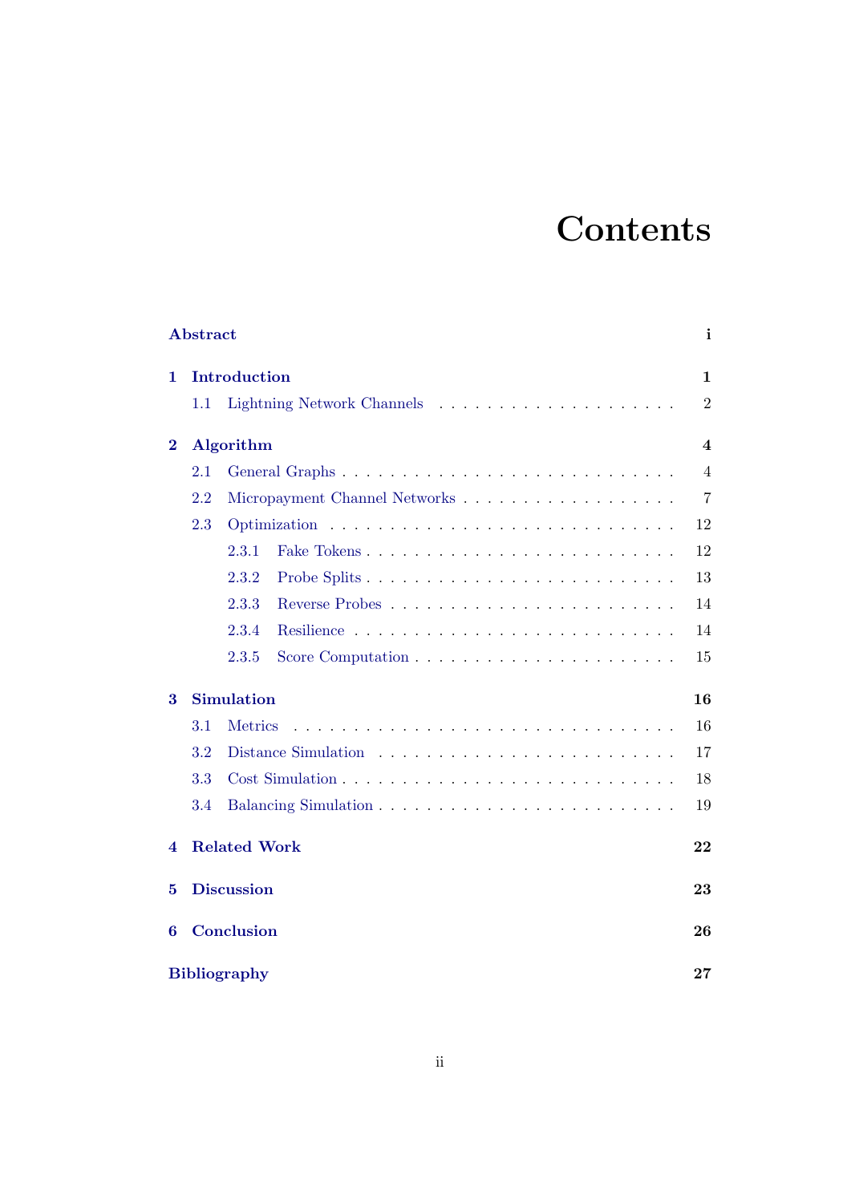# Contents

- **Abstract** — i
- **1 Introduction** — 1
  - 1.1 Lightning Network Channels — 2
- **2 Algorithm** — 4
  - 2.1 General Graphs — 4
  - 2.2 Micropayment Channel Networks — 7
  - 2.3 Optimization — 12
    - 2.3.1 Fake Tokens — 12
    - 2.3.2 Probe Splits — 13
    - 2.3.3 Reverse Probes — 14
    - 2.3.4 Resilience — 14
    - 2.3.5 Score Computation — 15
- **3 Simulation** — 16
  - 3.1 Metrics — 16
  - 3.2 Distance Simulation — 17
  - 3.3 Cost Simulation — 18
  - 3.4 Balancing Simulation — 19
- **4 Related Work** — 22
- **5 Discussion** — 23
- **6 Conclusion** — 26
- **Bibliography** — 27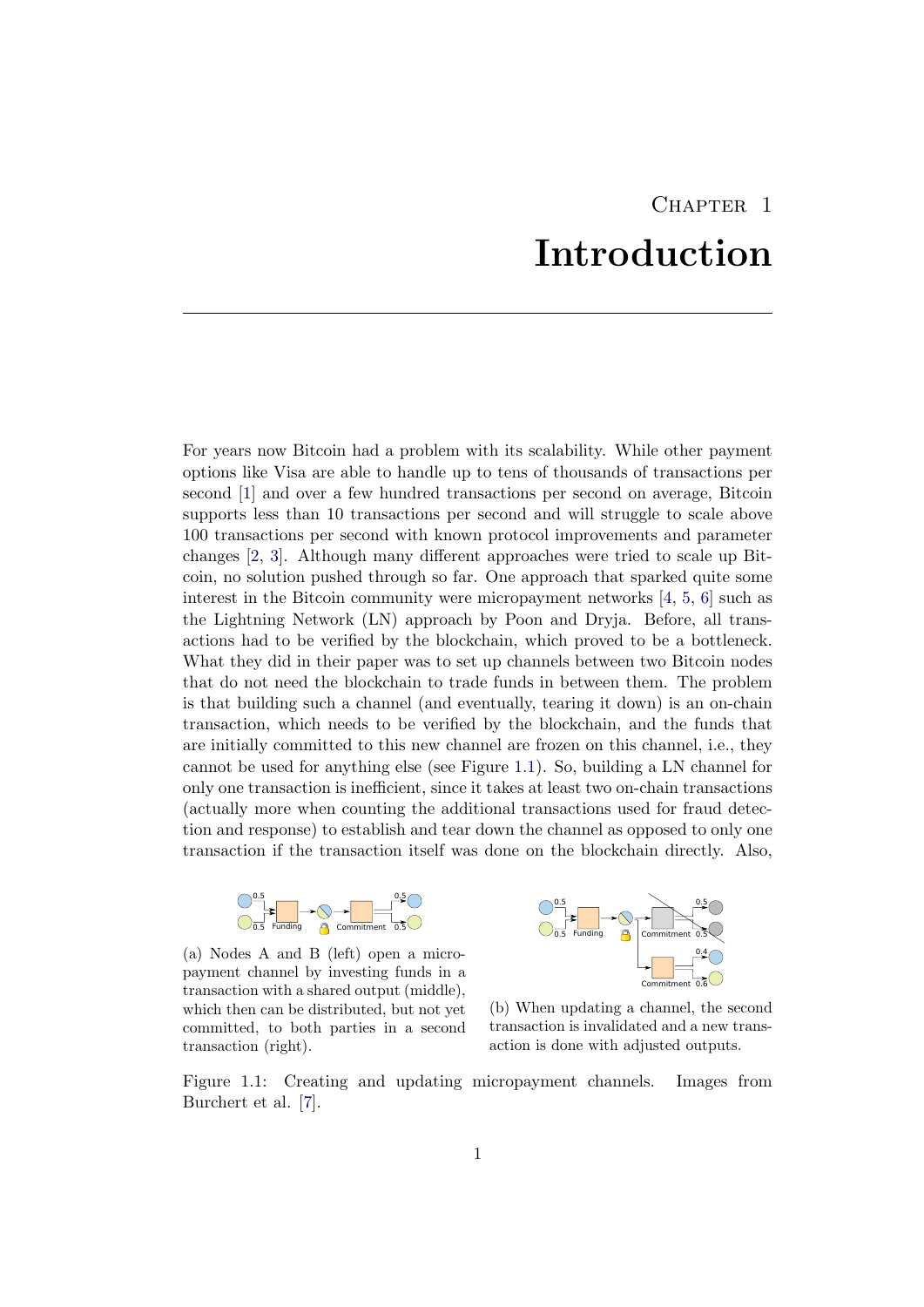# Chapter 1

# Introduction

For years now Bitcoin had a problem with its scalability. While other payment options like Visa are able to handle up to tens of thousands of transactions per second [1] and over a few hundred transactions per second on average, Bitcoin supports less than 10 transactions per second and will struggle to scale above 100 transactions per second with known protocol improvements and parameter changes [2, 3]. Although many different approaches were tried to scale up Bitcoin, no solution pushed through so far. One approach that sparked quite some interest in the Bitcoin community were micropayment networks [4, 5, 6] such as the Lightning Network (LN) approach by Poon and Dryja. Before, all transactions had to be verified by the blockchain, which proved to be a bottleneck. What they did in their paper was to set up channels between two Bitcoin nodes that do not need the blockchain to trade funds in between them. The problem is that building such a channel (and eventually, tearing it down) is an on-chain transaction, which needs to be verified by the blockchain, and the funds that are initially committed to this new channel are frozen on this channel, i.e., they cannot be used for anything else (see Figure 1.1). So, building a LN channel for only one transaction is inefficient, since it takes at least two on-chain transactions (actually more when counting the additional transactions used for fraud detection and response) to establish and tear down the channel as opposed to only one transaction if the transaction itself was done on the blockchain directly. Also,

(a) Nodes A and B (left) open a micropayment channel by investing funds in a transaction with a shared output (middle), which then can be distributed, but not yet committed, to both parties in a second transaction (right).

(b) When updating a channel, the second transaction is invalidated and a new transaction is done with adjusted outputs.

Figure 1.1: Creating and updating micropayment channels. Images from Burchert et al. [7].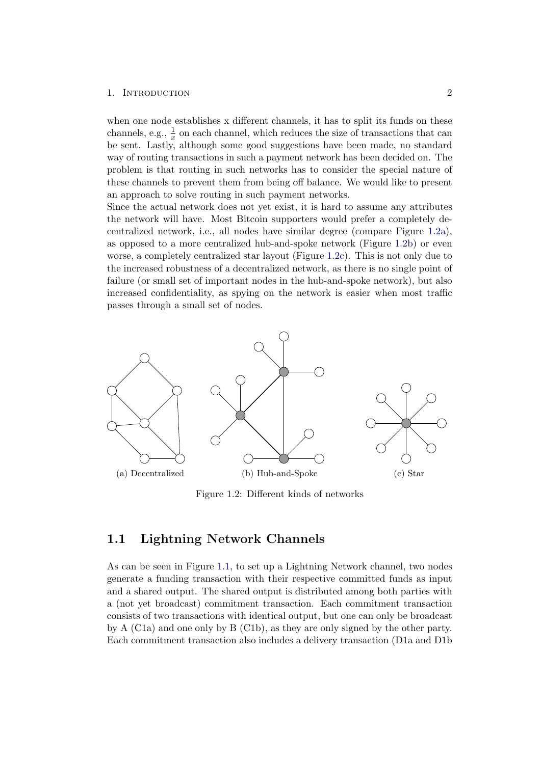when one node establishes x different channels, it has to split its funds on these channels, e.g., $\frac{1}{x}$ on each channel, which reduces the size of transactions that can be sent. Lastly, although some good suggestions have been made, no standard way of routing transactions in such a payment network has been decided on. The problem is that routing in such networks has to consider the special nature of these channels to prevent them from being off balance. We would like to present an approach to solve routing in such payment networks.

Since the actual network does not yet exist, it is hard to assume any attributes the network will have. Most Bitcoin supporters would prefer a completely decentralized network, i.e., all nodes have similar degree (compare Figure 1.2a), as opposed to a more centralized hub-and-spoke network (Figure 1.2b) or even worse, a completely centralized star layout (Figure 1.2c). This is not only due to the increased robustness of a decentralized network, as there is no single point of failure (or small set of important nodes in the hub-and-spoke network), but also increased confidentiality, as spying on the network is easier when most traffic passes through a small set of nodes.

(a) Decentralized (b) Hub-and-Spoke (c) Star

Figure 1.2: Different kinds of networks

## 1.1 Lightning Network Channels

As can be seen in Figure 1.1, to set up a Lightning Network channel, two nodes generate a funding transaction with their respective committed funds as input and a shared output. The shared output is distributed among both parties with a (not yet broadcast) commitment transaction. Each commitment transaction consists of two transactions with identical output, but one can only be broadcast by A (C1a) and one only by B (C1b), as they are only signed by the other party. Each commitment transaction also includes a delivery transaction (D1a and D1b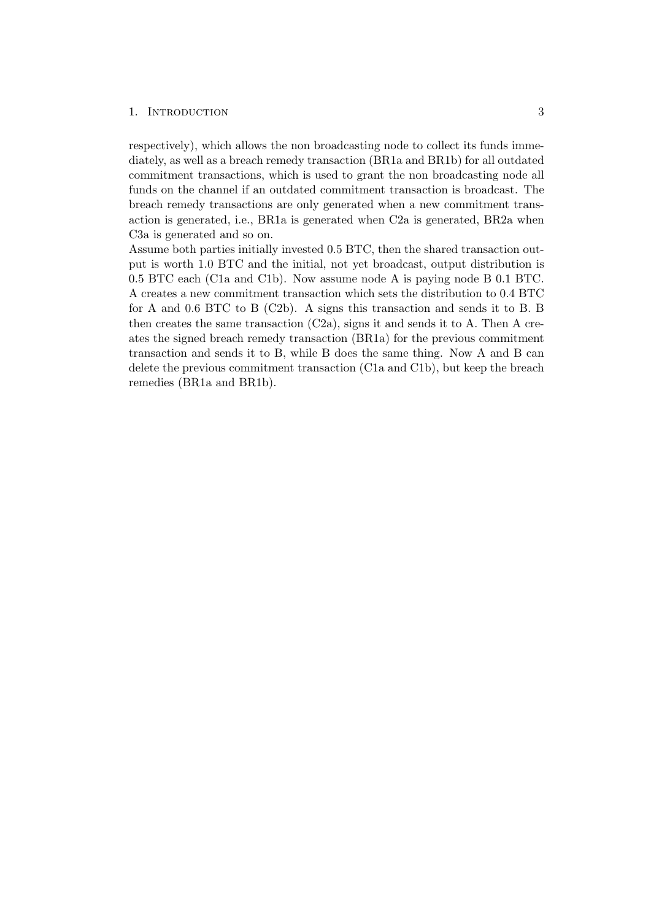respectively), which allows the non broadcasting node to collect its funds immediately, as well as a breach remedy transaction (BR1a and BR1b) for all outdated commitment transactions, which is used to grant the non broadcasting node all funds on the channel if an outdated commitment transaction is broadcast. The breach remedy transactions are only generated when a new commitment transaction is generated, i.e., BR1a is generated when C2a is generated, BR2a when C3a is generated and so on.
Assume both parties initially invested 0.5 BTC, then the shared transaction output is worth 1.0 BTC and the initial, not yet broadcast, output distribution is 0.5 BTC each (C1a and C1b). Now assume node A is paying node B 0.1 BTC. A creates a new commitment transaction which sets the distribution to 0.4 BTC for A and 0.6 BTC to B (C2b). A signs this transaction and sends it to B. B then creates the same transaction (C2a), signs it and sends it to A. Then A creates the signed breach remedy transaction (BR1a) for the previous commitment transaction and sends it to B, while B does the same thing. Now A and B can delete the previous commitment transaction (C1a and C1b), but keep the breach remedies (BR1a and BR1b).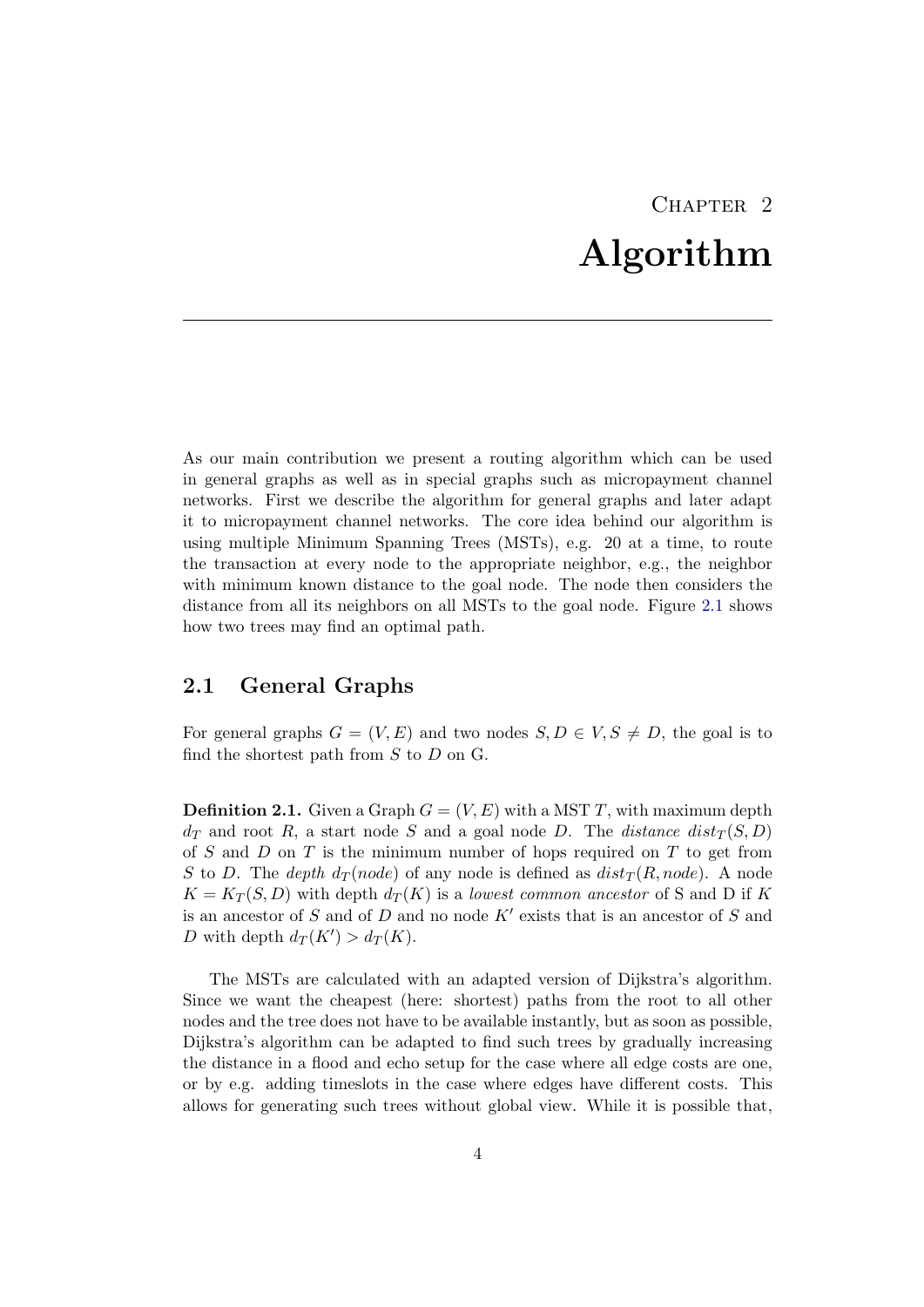# Chapter 2
# Algorithm

As our main contribution we present a routing algorithm which can be used in general graphs as well as in special graphs such as micropayment channel networks. First we describe the algorithm for general graphs and later adapt it to micropayment channel networks. The core idea behind our algorithm is using multiple Minimum Spanning Trees (MSTs), e.g. 20 at a time, to route the transaction at every node to the appropriate neighbor, e.g., the neighbor with minimum known distance to the goal node. The node then considers the distance from all its neighbors on all MSTs to the goal node. Figure 2.1 shows how two trees may find an optimal path.

## 2.1 General Graphs

For general graphs $G = (V, E)$ and two nodes $S, D \in V, S \neq D$, the goal is to find the shortest path from $S$ to $D$ on G.

**Definition 2.1.** Given a Graph $G = (V, E)$ with a MST $T$, with maximum depth $d_T$ and root $R$, a start node $S$ and a goal node $D$. The *distance* $dist_T(S, D)$ of $S$ and $D$ on $T$ is the minimum number of hops required on $T$ to get from $S$ to $D$. The *depth* $d_T(node)$ of any node is defined as $dist_T(R, node)$. A node $K = K_T(S, D)$ with depth $d_T(K)$ is a *lowest common ancestor* of S and D if $K$ is an ancestor of $S$ and of $D$ and no node $K'$ exists that is an ancestor of $S$ and $D$ with depth $d_T(K') > d_T(K)$.

The MSTs are calculated with an adapted version of Dijkstra's algorithm. Since we want the cheapest (here: shortest) paths from the root to all other nodes and the tree does not have to be available instantly, but as soon as possible, Dijkstra's algorithm can be adapted to find such trees by gradually increasing the distance in a flood and echo setup for the case where all edge costs are one, or by e.g. adding timeslots in the case where edges have different costs. This allows for generating such trees without global view. While it is possible that,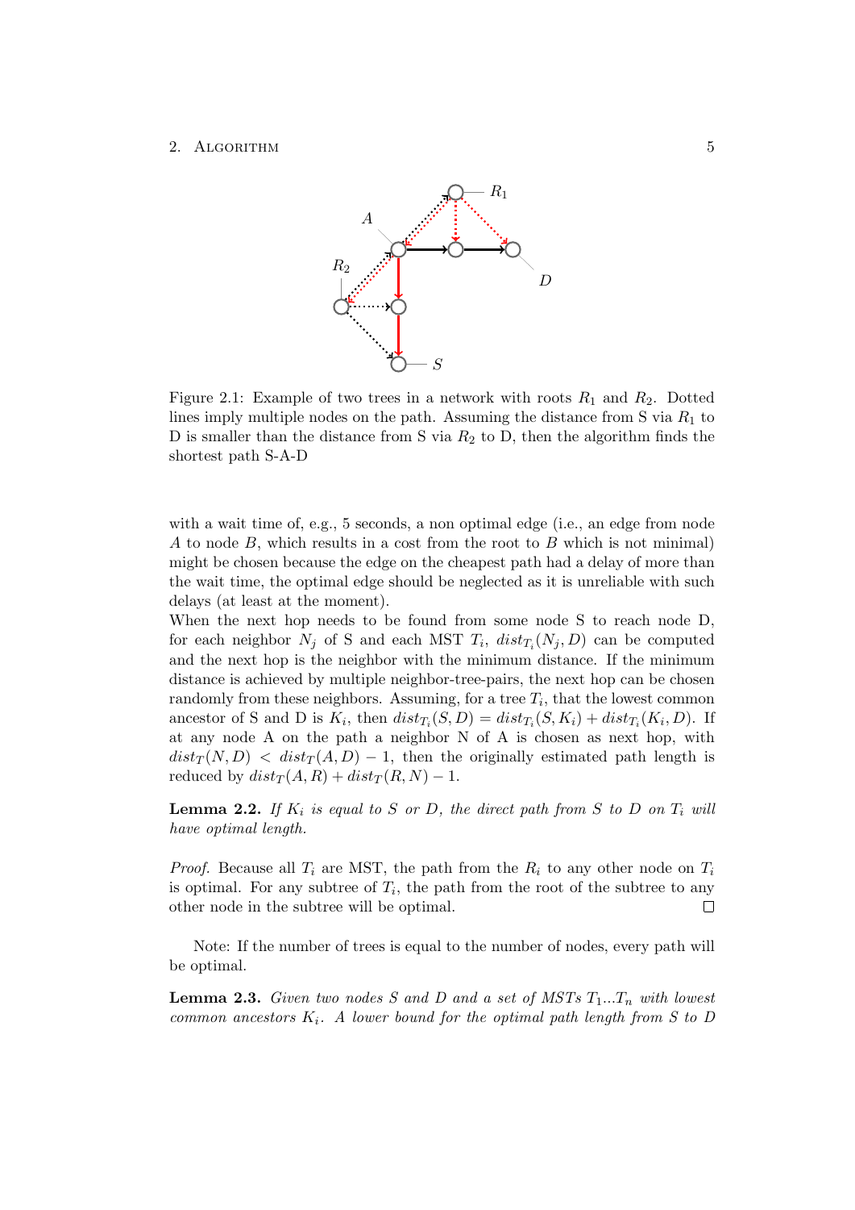Figure 2.1: Example of two trees in a network with roots $R_1$ and $R_2$. Dotted lines imply multiple nodes on the path. Assuming the distance from S via $R_1$ to D is smaller than the distance from S via $R_2$ to D, then the algorithm finds the shortest path S-A-D

with a wait time of, e.g., 5 seconds, a non optimal edge (i.e., an edge from node $A$ to node $B$, which results in a cost from the root to $B$ which is not minimal) might be chosen because the edge on the cheapest path had a delay of more than the wait time, the optimal edge should be neglected as it is unreliable with such delays (at least at the moment).

When the next hop needs to be found from some node S to reach node D, for each neighbor $N_j$ of S and each MST $T_i$, $dist_{T_i}(N_j, D)$ can be computed and the next hop is the neighbor with the minimum distance. If the minimum distance is achieved by multiple neighbor-tree-pairs, the next hop can be chosen randomly from these neighbors. Assuming, for a tree $T_i$, that the lowest common ancestor of S and D is $K_i$, then $dist_{T_i}(S, D) = dist_{T_i}(S, K_i) + dist_{T_i}(K_i, D)$. If at any node A on the path a neighbor N of A is chosen as next hop, with $dist_T(N, D) < dist_T(A, D) - 1$, then the originally estimated path length is reduced by $dist_T(A, R) + dist_T(R, N) - 1$.

**Lemma 2.2.** *If $K_i$ is equal to S or D, the direct path from S to D on $T_i$ will have optimal length.*

*Proof.* Because all $T_i$ are MST, the path from the $R_i$ to any other node on $T_i$ is optimal. For any subtree of $T_i$, the path from the root of the subtree to any other node in the subtree will be optimal. □

Note: If the number of trees is equal to the number of nodes, every path will be optimal.

**Lemma 2.3.** *Given two nodes S and D and a set of MSTs $T_1...T_n$ with lowest common ancestors $K_i$. A lower bound for the optimal path length from S to D*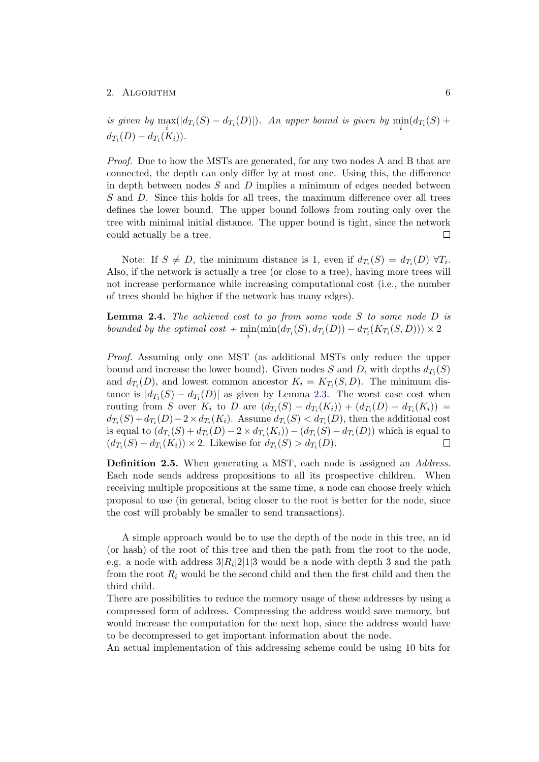*is given by* $\max_i(|d_{T_i}(S) - d_{T_i}(D)|)$*. An upper bound is given by* $\min_i(d_{T_i}(S) + d_{T_i}(D) - d_{T_i}(K_i))$*.*

*Proof.* Due to how the MSTs are generated, for any two nodes A and B that are connected, the depth can only differ by at most one. Using this, the difference in depth between nodes $S$ and $D$ implies a minimum of edges needed between $S$ and $D$. Since this holds for all trees, the maximum difference over all trees defines the lower bound. The upper bound follows from routing only over the tree with minimal initial distance. The upper bound is tight, since the network could actually be a tree. □

Note: If $S \neq D$, the minimum distance is 1, even if $d_{T_i}(S) = d_{T_i}(D)\ \forall T_i$. Also, if the network is actually a tree (or close to a tree), having more trees will not increase performance while increasing computational cost (i.e., the number of trees should be higher if the network has many edges).

**Lemma 2.4.** *The achieved cost to go from some node* $S$ *to some node* $D$ *is bounded by the optimal cost +* $\min_i(\min(d_{T_i}(S), d_{T_i}(D)) - d_{T_i}(K_{T_i}(S, D))) \times 2$

*Proof.* Assuming only one MST (as additional MSTs only reduce the upper bound and increase the lower bound). Given nodes $S$ and $D$, with depths $d_{T_i}(S)$ and $d_{T_i}(D)$, and lowest common ancestor $K_i = K_{T_i}(S, D)$. The minimum distance is $|d_{T_i}(S) - d_{T_i}(D)|$ as given by Lemma 2.3. The worst case cost when routing from $S$ over $K_i$ to $D$ are $(d_{T_i}(S) - d_{T_i}(K_i)) + (d_{T_i}(D) - d_{T_i}(K_i)) = d_{T_i}(S) + d_{T_i}(D) - 2 \times d_{T_i}(K_i)$. Assume $d_{T_i}(S) < d_{T_i}(D)$, then the additional cost is equal to $(d_{T_i}(S) + d_{T_i}(D) - 2 \times d_{T_i}(K_i)) - (d_{T_i}(S) - d_{T_i}(D))$ which is equal to $(d_{T_i}(S) - d_{T_i}(K_i)) \times 2$. Likewise for $d_{T_i}(S) > d_{T_i}(D)$. □

**Definition 2.5.** When generating a MST, each node is assigned an *Address*. Each node sends address propositions to all its prospective children. When receiving multiple propositions at the same time, a node can choose freely which proposal to use (in general, being closer to the root is better for the node, since the cost will probably be smaller to send transactions).

A simple approach would be to use the depth of the node in this tree, an id (or hash) of the root of this tree and then the path from the root to the node, e.g. a node with address $3|R_i|2|1|3$ would be a node with depth 3 and the path from the root $R_i$ would be the second child and then the first child and then the third child.
There are possibilities to reduce the memory usage of these addresses by using a compressed form of address. Compressing the address would save memory, but would increase the computation for the next hop, since the address would have to be decompressed to get important information about the node.
An actual implementation of this addressing scheme could be using 10 bits for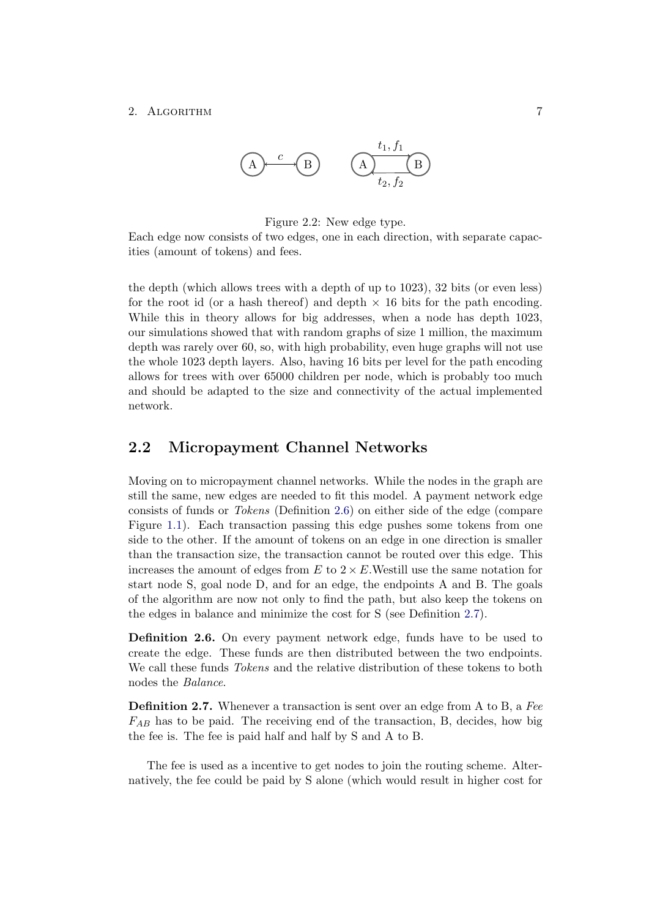Figure 2.2: New edge type.
Each edge now consists of two edges, one in each direction, with separate capacities (amount of tokens) and fees.

the depth (which allows trees with a depth of up to 1023), 32 bits (or even less) for the root id (or a hash thereof) and depth $\times$ 16 bits for the path encoding. While this in theory allows for big addresses, when a node has depth 1023, our simulations showed that with random graphs of size 1 million, the maximum depth was rarely over 60, so, with high probability, even huge graphs will not use the whole 1023 depth layers. Also, having 16 bits per level for the path encoding allows for trees with over 65000 children per node, which is probably too much and should be adapted to the size and connectivity of the actual implemented network.

## 2.2 Micropayment Channel Networks

Moving on to micropayment channel networks. While the nodes in the graph are still the same, new edges are needed to fit this model. A payment network edge consists of funds or *Tokens* (Definition 2.6) on either side of the edge (compare Figure 1.1). Each transaction passing this edge pushes some tokens from one side to the other. If the amount of tokens on an edge in one direction is smaller than the transaction size, the transaction cannot be routed over this edge. This increases the amount of edges from $E$ to $2 \times E$.Westill use the same notation for start node S, goal node D, and for an edge, the endpoints A and B. The goals of the algorithm are now not only to find the path, but also keep the tokens on the edges in balance and minimize the cost for S (see Definition 2.7).

**Definition 2.6.** On every payment network edge, funds have to be used to create the edge. These funds are then distributed between the two endpoints. We call these funds *Tokens* and the relative distribution of these tokens to both nodes the *Balance*.

**Definition 2.7.** Whenever a transaction is sent over an edge from A to B, a *Fee* $F_{AB}$ has to be paid. The receiving end of the transaction, B, decides, how big the fee is. The fee is paid half and half by S and A to B.

The fee is used as a incentive to get nodes to join the routing scheme. Alternatively, the fee could be paid by S alone (which would result in higher cost for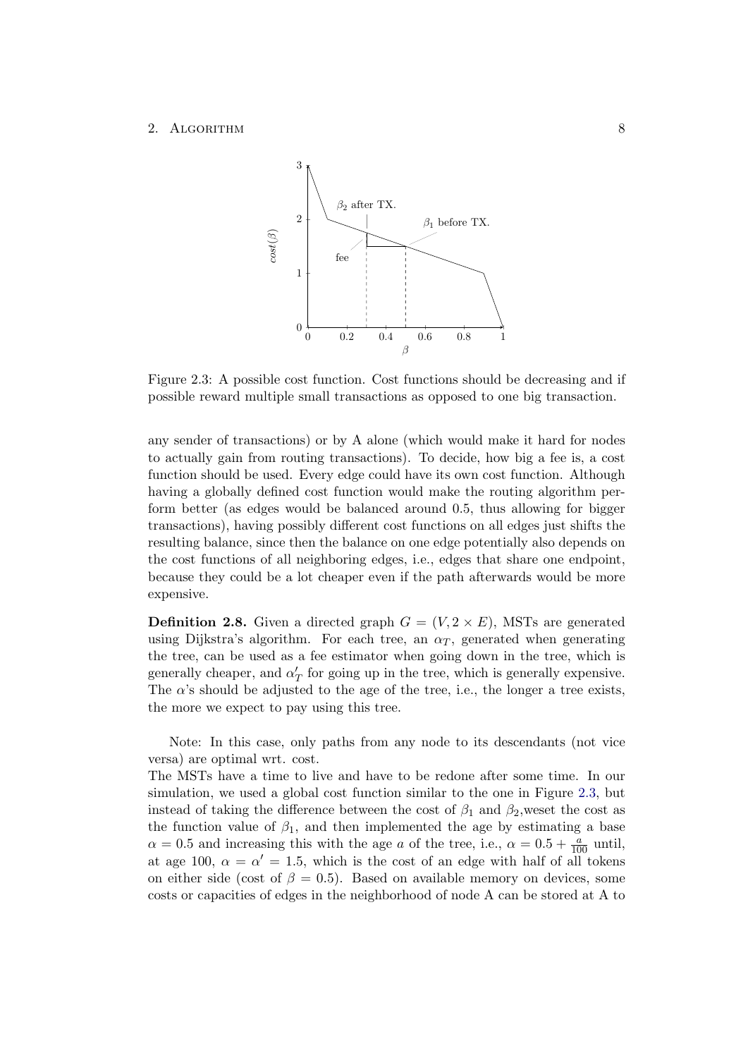Figure 2.3: A possible cost function. Cost functions should be decreasing and if possible reward multiple small transactions as opposed to one big transaction.

any sender of transactions) or by A alone (which would make it hard for nodes to actually gain from routing transactions). To decide, how big a fee is, a cost function should be used. Every edge could have its own cost function. Although having a globally defined cost function would make the routing algorithm perform better (as edges would be balanced around 0.5, thus allowing for bigger transactions), having possibly different cost functions on all edges just shifts the resulting balance, since then the balance on one edge potentially also depends on the cost functions of all neighboring edges, i.e., edges that share one endpoint, because they could be a lot cheaper even if the path afterwards would be more expensive.

**Definition 2.8.** Given a directed graph $G = (V, 2 \times E)$, MSTs are generated using Dijkstra's algorithm. For each tree, an $\alpha_T$, generated when generating the tree, can be used as a fee estimator when going down in the tree, which is generally cheaper, and $\alpha'_T$ for going up in the tree, which is generally expensive. The $\alpha$'s should be adjusted to the age of the tree, i.e., the longer a tree exists, the more we expect to pay using this tree.

Note: In this case, only paths from any node to its descendants (not vice versa) are optimal wrt. cost.

The MSTs have a time to live and have to be redone after some time. In our simulation, we used a global cost function similar to the one in Figure 2.3, but instead of taking the difference between the cost of $\beta_1$ and $\beta_2$,weset the cost as the function value of $\beta_1$, and then implemented the age by estimating a base $\alpha = 0.5$ and increasing this with the age $a$ of the tree, i.e., $\alpha = 0.5 + \frac{a}{100}$ until, at age 100, $\alpha = \alpha' = 1.5$, which is the cost of an edge with half of all tokens on either side (cost of $\beta = 0.5$). Based on available memory on devices, some costs or capacities of edges in the neighborhood of node A can be stored at A to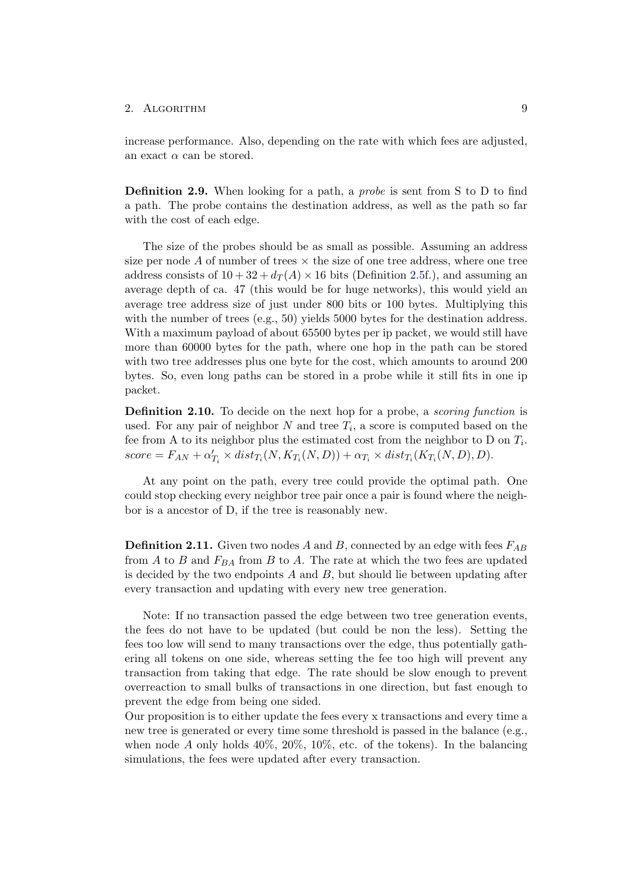increase performance. Also, depending on the rate with which fees are adjusted, an exact $\alpha$ can be stored.

**Definition 2.9.** When looking for a path, a *probe* is sent from S to D to find a path. The probe contains the destination address, as well as the path so far with the cost of each edge.

The size of the probes should be as small as possible. Assuming an address size per node $A$ of number of trees $\times$ the size of one tree address, where one tree address consists of $10 + 32 + d_T(A) \times 16$ bits (Definition 2.5f.), and assuming an average depth of ca. 47 (this would be for huge networks), this would yield an average tree address size of just under 800 bits or 100 bytes. Multiplying this with the number of trees (e.g., 50) yields 5000 bytes for the destination address. With a maximum payload of about 65500 bytes per ip packet, we would still have more than 60000 bytes for the path, where one hop in the path can be stored with two tree addresses plus one byte for the cost, which amounts to around 200 bytes. So, even long paths can be stored in a probe while it still fits in one ip packet.

**Definition 2.10.** To decide on the next hop for a probe, a *scoring function* is used. For any pair of neighbor $N$ and tree $T_i$, a score is computed based on the fee from A to its neighbor plus the estimated cost from the neighbor to D on $T_i$. $score = F_{AN} + \alpha'_{T_i} \times dist_{T_i}(N, K_{T_i}(N, D)) + \alpha_{T_i} \times dist_{T_i}(K_{T_i}(N, D), D)$.

At any point on the path, every tree could provide the optimal path. One could stop checking every neighbor tree pair once a pair is found where the neighbor is a ancestor of D, if the tree is reasonably new.

**Definition 2.11.** Given two nodes $A$ and $B$, connected by an edge with fees $F_{AB}$ from $A$ to $B$ and $F_{BA}$ from $B$ to $A$. The rate at which the two fees are updated is decided by the two endpoints $A$ and $B$, but should lie between updating after every transaction and updating with every new tree generation.

Note: If no transaction passed the edge between two tree generation events, the fees do not have to be updated (but could be non the less). Setting the fees too low will send to many transactions over the edge, thus potentially gathering all tokens on one side, whereas setting the fee too high will prevent any transaction from taking that edge. The rate should be slow enough to prevent overreaction to small bulks of transactions in one direction, but fast enough to prevent the edge from being one sided.
Our proposition is to either update the fees every x transactions and every time a new tree is generated or every time some threshold is passed in the balance (e.g., when node $A$ only holds 40%, 20%, 10%, etc. of the tokens). In the balancing simulations, the fees were updated after every transaction.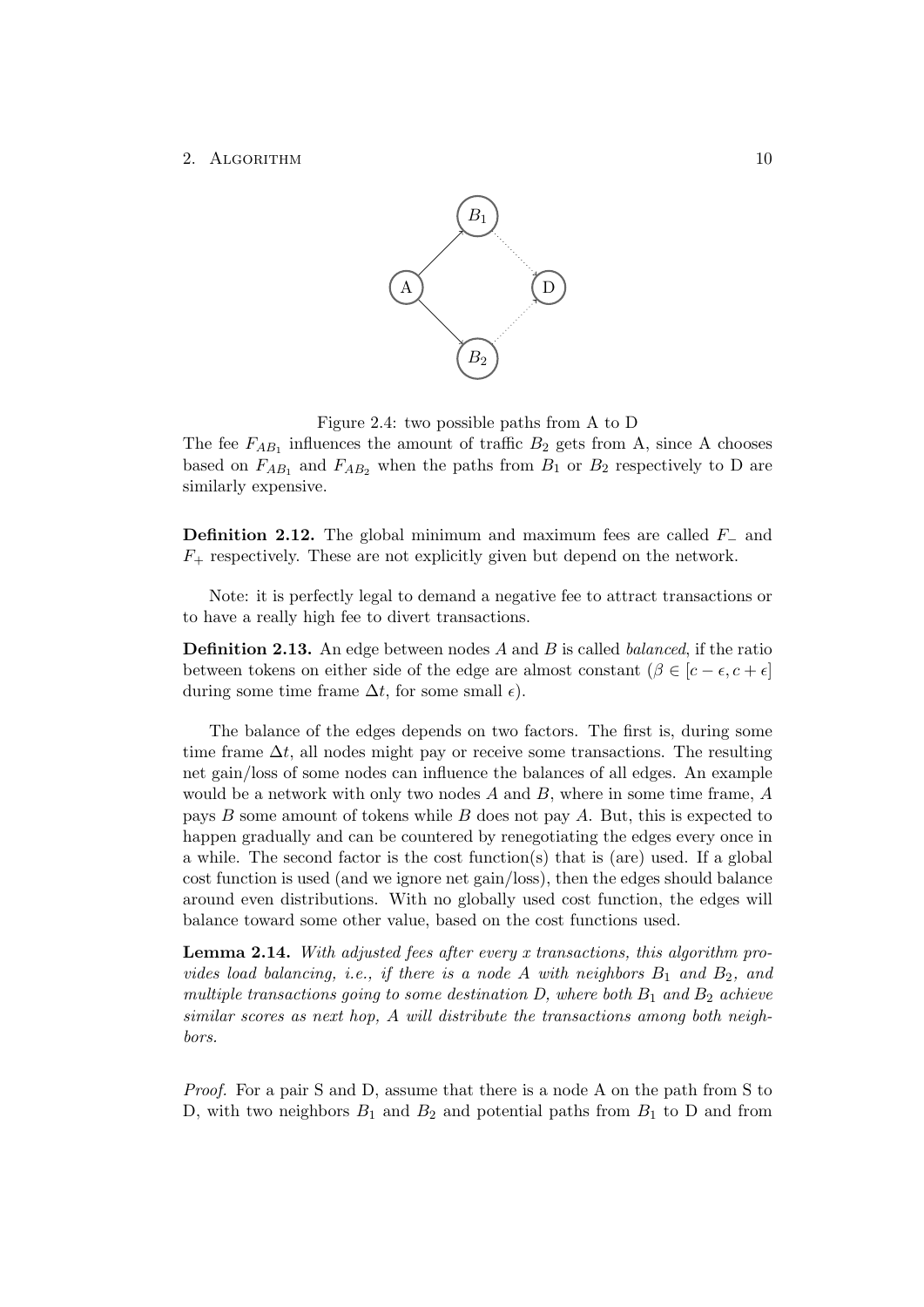Figure 2.4: two possible paths from A to D

The fee $F_{AB_1}$ influences the amount of traffic $B_2$ gets from A, since A chooses based on $F_{AB_1}$ and $F_{AB_2}$ when the paths from $B_1$ or $B_2$ respectively to D are similarly expensive.

**Definition 2.12.** The global minimum and maximum fees are called $F_-$ and $F_+$ respectively. These are not explicitly given but depend on the network.

Note: it is perfectly legal to demand a negative fee to attract transactions or to have a really high fee to divert transactions.

**Definition 2.13.** An edge between nodes $A$ and $B$ is called *balanced*, if the ratio between tokens on either side of the edge are almost constant ($\beta \in [c - \epsilon, c + \epsilon]$ during some time frame $\Delta t$, for some small $\epsilon$).

The balance of the edges depends on two factors. The first is, during some time frame $\Delta t$, all nodes might pay or receive some transactions. The resulting net gain/loss of some nodes can influence the balances of all edges. An example would be a network with only two nodes $A$ and $B$, where in some time frame, $A$ pays $B$ some amount of tokens while $B$ does not pay $A$. But, this is expected to happen gradually and can be countered by renegotiating the edges every once in a while. The second factor is the cost function(s) that is (are) used. If a global cost function is used (and we ignore net gain/loss), then the edges should balance around even distributions. With no globally used cost function, the edges will balance toward some other value, based on the cost functions used.

**Lemma 2.14.** *With adjusted fees after every x transactions, this algorithm provides load balancing, i.e., if there is a node A with neighbors $B_1$ and $B_2$, and multiple transactions going to some destination D, where both $B_1$ and $B_2$ achieve similar scores as next hop, A will distribute the transactions among both neighbors.*

*Proof.* For a pair S and D, assume that there is a node A on the path from S to D, with two neighbors $B_1$ and $B_2$ and potential paths from $B_1$ to D and from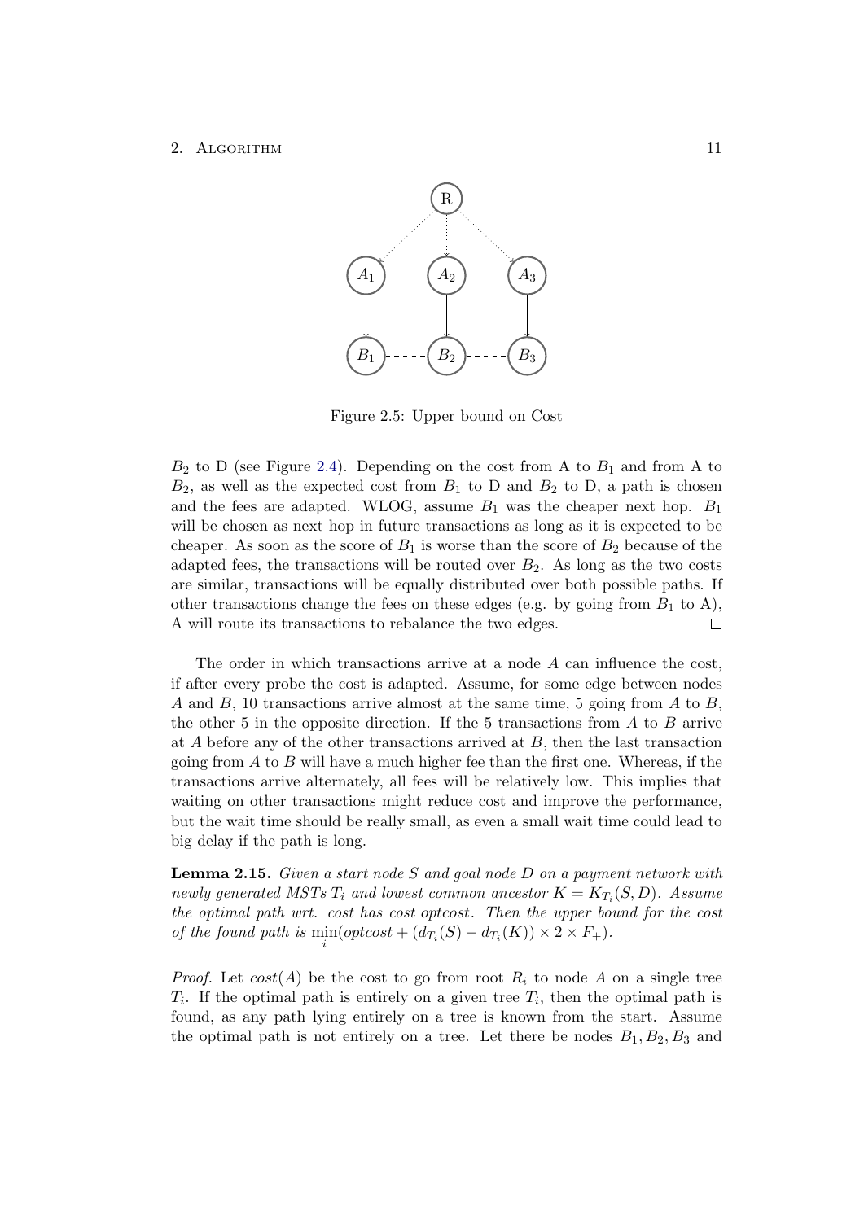Figure 2.5: Upper bound on Cost

$B_2$ to D (see Figure 2.4). Depending on the cost from A to $B_1$ and from A to $B_2$, as well as the expected cost from $B_1$ to D and $B_2$ to D, a path is chosen and the fees are adapted. WLOG, assume $B_1$ was the cheaper next hop. $B_1$ will be chosen as next hop in future transactions as long as it is expected to be cheaper. As soon as the score of $B_1$ is worse than the score of $B_2$ because of the adapted fees, the transactions will be routed over $B_2$. As long as the two costs are similar, transactions will be equally distributed over both possible paths. If other transactions change the fees on these edges (e.g. by going from $B_1$ to A), A will route its transactions to rebalance the two edges. □

The order in which transactions arrive at a node $A$ can influence the cost, if after every probe the cost is adapted. Assume, for some edge between nodes $A$ and $B$, 10 transactions arrive almost at the same time, 5 going from $A$ to $B$, the other 5 in the opposite direction. If the 5 transactions from $A$ to $B$ arrive at $A$ before any of the other transactions arrived at $B$, then the last transaction going from $A$ to $B$ will have a much higher fee than the first one. Whereas, if the transactions arrive alternately, all fees will be relatively low. This implies that waiting on other transactions might reduce cost and improve the performance, but the wait time should be really small, as even a small wait time could lead to big delay if the path is long.

**Lemma 2.15.** *Given a start node $S$ and goal node $D$ on a payment network with newly generated MSTs $T_i$ and lowest common ancestor $K = K_{T_i}(S, D)$. Assume the optimal path wrt. cost has cost optcost. Then the upper bound for the cost of the found path is $\min_i(optcost + (d_{T_i}(S) - d_{T_i}(K)) \times 2 \times F_+)$.*

*Proof.* Let $cost(A)$ be the cost to go from root $R_i$ to node $A$ on a single tree $T_i$. If the optimal path is entirely on a given tree $T_i$, then the optimal path is found, as any path lying entirely on a tree is known from the start. Assume the optimal path is not entirely on a tree. Let there be nodes $B_1, B_2, B_3$ and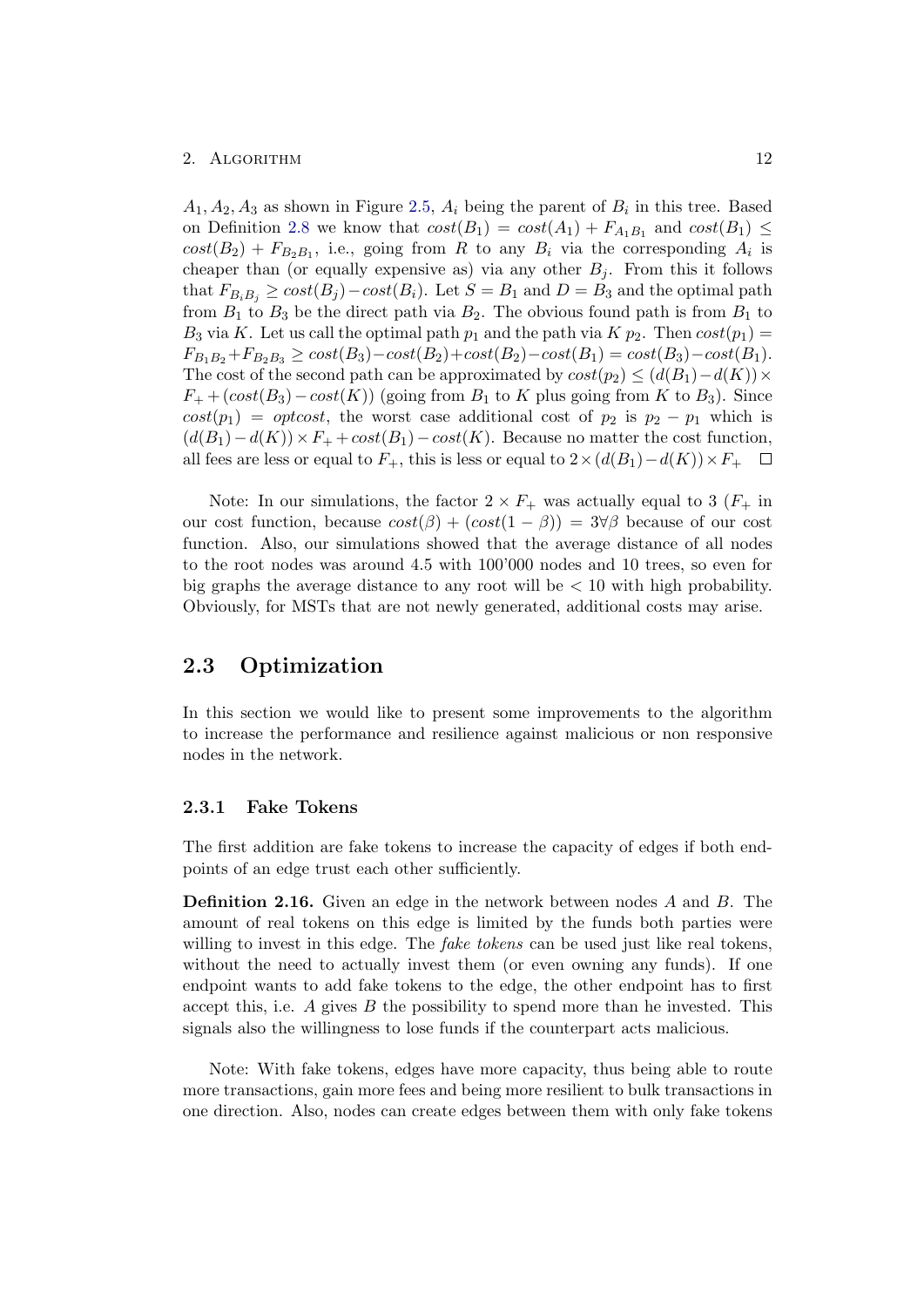$A_1, A_2, A_3$ as shown in Figure 2.5, $A_i$ being the parent of $B_i$ in this tree. Based on Definition 2.8 we know that $cost(B_1) = cost(A_1) + F_{A_1B_1}$ and $cost(B_1) \leq cost(B_2) + F_{B_2B_1}$, i.e., going from $R$ to any $B_i$ via the corresponding $A_i$ is cheaper than (or equally expensive as) via any other $B_j$. From this it follows that $F_{B_iB_j} \geq cost(B_j) - cost(B_i)$. Let $S = B_1$ and $D = B_3$ and the optimal path from $B_1$ to $B_3$ be the direct path via $B_2$. The obvious found path is from $B_1$ to $B_3$ via $K$. Let us call the optimal path $p_1$ and the path via $K$ $p_2$. Then $cost(p_1) = F_{B_1B_2} + F_{B_2B_3} \geq cost(B_3) - cost(B_2) + cost(B_2) - cost(B_1) = cost(B_3) - cost(B_1)$. The cost of the second path can be approximated by $cost(p_2) \leq (d(B_1) - d(K)) \times F_+ + (cost(B_3) - cost(K))$ (going from $B_1$ to $K$ plus going from $K$ to $B_3$). Since $cost(p_1) = optcost$, the worst case additional cost of $p_2$ is $p_2 - p_1$ which is $(d(B_1) - d(K)) \times F_+ + cost(B_1) - cost(K)$. Because no matter the cost function, all fees are less or equal to $F_+$, this is less or equal to $2 \times (d(B_1) - d(K)) \times F_+$ □

Note: In our simulations, the factor $2 \times F_+$ was actually equal to 3 ($F_+$ in our cost function, because $cost(\beta) + (cost(1 - \beta)) = 3 \forall \beta$ because of our cost function. Also, our simulations showed that the average distance of all nodes to the root nodes was around 4.5 with 100'000 nodes and 10 trees, so even for big graphs the average distance to any root will be $< 10$ with high probability. Obviously, for MSTs that are not newly generated, additional costs may arise.

## 2.3 Optimization

In this section we would like to present some improvements to the algorithm to increase the performance and resilience against malicious or non responsive nodes in the network.

### 2.3.1 Fake Tokens

The first addition are fake tokens to increase the capacity of edges if both endpoints of an edge trust each other sufficiently.

**Definition 2.16.** Given an edge in the network between nodes $A$ and $B$. The amount of real tokens on this edge is limited by the funds both parties were willing to invest in this edge. The *fake tokens* can be used just like real tokens, without the need to actually invest them (or even owning any funds). If one endpoint wants to add fake tokens to the edge, the other endpoint has to first accept this, i.e. $A$ gives $B$ the possibility to spend more than he invested. This signals also the willingness to lose funds if the counterpart acts malicious.

Note: With fake tokens, edges have more capacity, thus being able to route more transactions, gain more fees and being more resilient to bulk transactions in one direction. Also, nodes can create edges between them with only fake tokens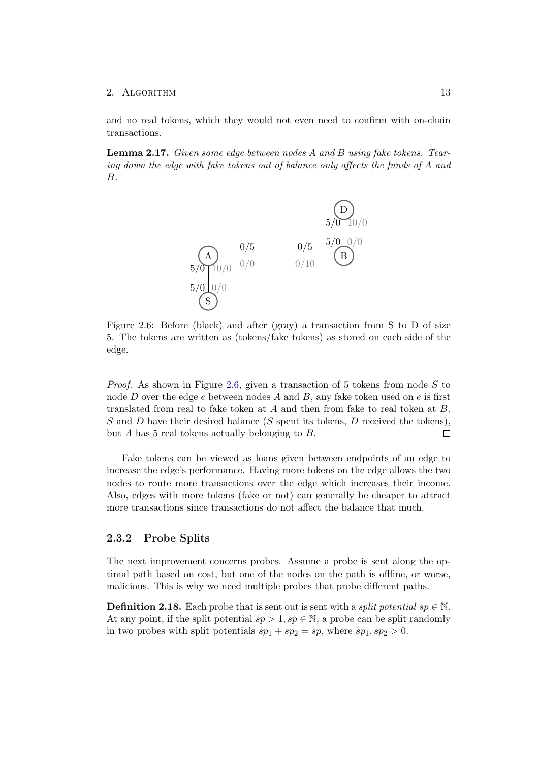and no real tokens, which they would not even need to confirm with on-chain transactions.

**Lemma 2.17.** *Given some edge between nodes A and B using fake tokens. Tearing down the edge with fake tokens out of balance only affects the funds of A and B.*

Figure 2.6: Before (black) and after (gray) a transaction from S to D of size 5. The tokens are written as (tokens/fake tokens) as stored on each side of the edge.

*Proof.* As shown in Figure 2.6, given a transaction of 5 tokens from node $S$ to node $D$ over the edge $e$ between nodes $A$ and $B$, any fake token used on $e$ is first translated from real to fake token at $A$ and then from fake to real token at $B$. $S$ and $D$ have their desired balance ($S$ spent its tokens, $D$ received the tokens), but $A$ has 5 real tokens actually belonging to $B$. □

Fake tokens can be viewed as loans given between endpoints of an edge to increase the edge's performance. Having more tokens on the edge allows the two nodes to route more transactions over the edge which increases their income. Also, edges with more tokens (fake or not) can generally be cheaper to attract more transactions since transactions do not affect the balance that much.

### 2.3.2 Probe Splits

The next improvement concerns probes. Assume a probe is sent along the optimal path based on cost, but one of the nodes on the path is offline, or worse, malicious. This is why we need multiple probes that probe different paths.

**Definition 2.18.** Each probe that is sent out is sent with a *split potential* $sp \in \mathbb{N}$. At any point, if the split potential $sp > 1, sp \in \mathbb{N}$, a probe can be split randomly in two probes with split potentials $sp_1 + sp_2 = sp$, where $sp_1, sp_2 > 0$.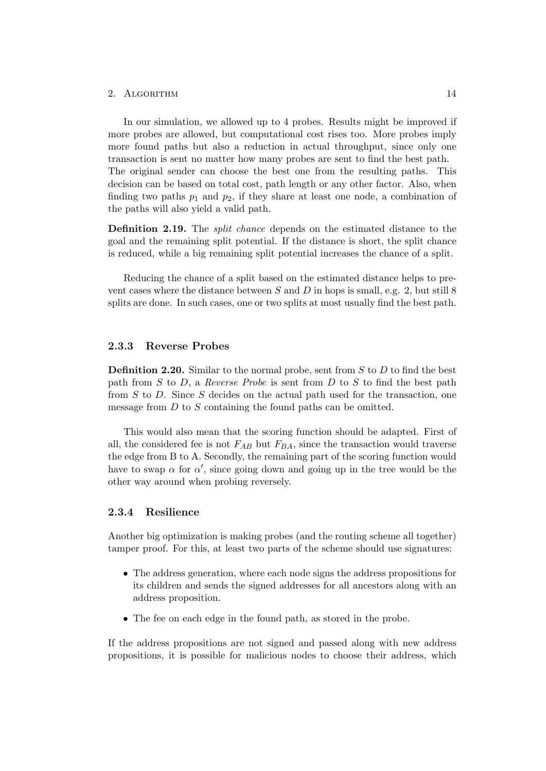In our simulation, we allowed up to 4 probes. Results might be improved if more probes are allowed, but computational cost rises too. More probes imply more found paths but also a reduction in actual throughput, since only one transaction is sent no matter how many probes are sent to find the best path. The original sender can choose the best one from the resulting paths. This decision can be based on total cost, path length or any other factor. Also, when finding two paths $p_1$ and $p_2$, if they share at least one node, a combination of the paths will also yield a valid path.

**Definition 2.19.** The *split chance* depends on the estimated distance to the goal and the remaining split potential. If the distance is short, the split chance is reduced, while a big remaining split potential increases the chance of a split.

Reducing the chance of a split based on the estimated distance helps to prevent cases where the distance between $S$ and $D$ in hops is small, e.g. 2, but still 8 splits are done. In such cases, one or two splits at most usually find the best path.

### 2.3.3 Reverse Probes

**Definition 2.20.** Similar to the normal probe, sent from $S$ to $D$ to find the best path from $S$ to $D$, a *Reverse Probe* is sent from $D$ to $S$ to find the best path from $S$ to $D$. Since $S$ decides on the actual path used for the transaction, one message from $D$ to $S$ containing the found paths can be omitted.

This would also mean that the scoring function should be adapted. First of all, the considered fee is not $F_{AB}$ but $F_{BA}$, since the transaction would traverse the edge from B to A. Secondly, the remaining part of the scoring function would have to swap $\alpha$ for $\alpha'$, since going down and going up in the tree would be the other way around when probing reversely.

### 2.3.4 Resilience

Another big optimization is making probes (and the routing scheme all together) tamper proof. For this, at least two parts of the scheme should use signatures:

- The address generation, where each node signs the address propositions for its children and sends the signed addresses for all ancestors along with an address proposition.
- The fee on each edge in the found path, as stored in the probe.

If the address propositions are not signed and passed along with new address propositions, it is possible for malicious nodes to choose their address, which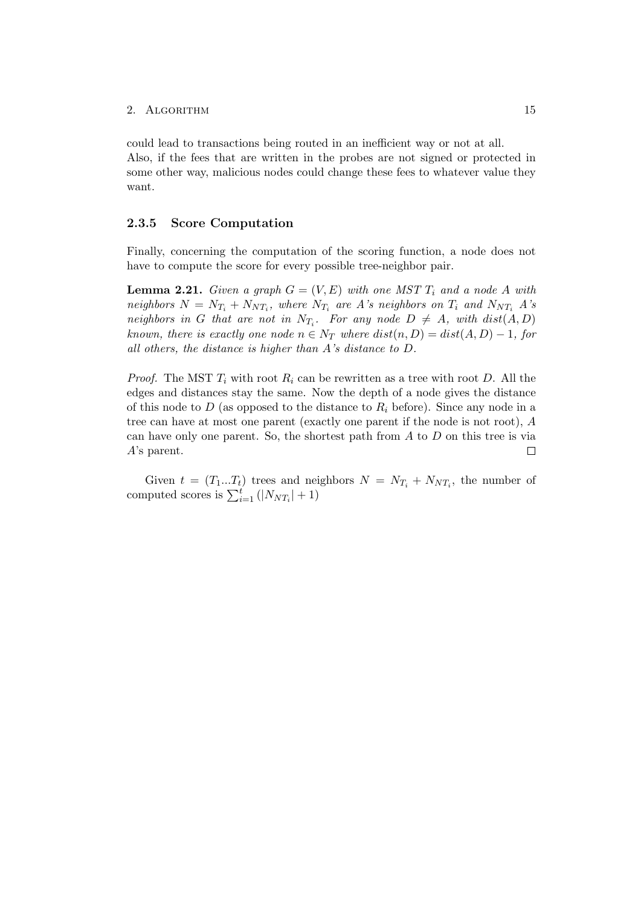could lead to transactions being routed in an inefficient way or not at all.
Also, if the fees that are written in the probes are not signed or protected in some other way, malicious nodes could change these fees to whatever value they want.

### 2.3.5 Score Computation

Finally, concerning the computation of the scoring function, a node does not have to compute the score for every possible tree-neighbor pair.

**Lemma 2.21.** *Given a graph $G = (V, E)$ with one MST $T_i$ and a node $A$ with neighbors $N = N_{T_i} + N_{NT_i}$, where $N_{T_i}$ are $A$'s neighbors on $T_i$ and $N_{NT_i}$ $A$'s neighbors in $G$ that are not in $N_{T_i}$. For any node $D \neq A$, with $dist(A, D)$ known, there is exactly one node $n \in N_T$ where $dist(n, D) = dist(A, D) - 1$, for all others, the distance is higher than $A$'s distance to $D$.*

*Proof.* The MST $T_i$ with root $R_i$ can be rewritten as a tree with root $D$. All the edges and distances stay the same. Now the depth of a node gives the distance of this node to $D$ (as opposed to the distance to $R_i$ before). Since any node in a tree can have at most one parent (exactly one parent if the node is not root), $A$ can have only one parent. So, the shortest path from $A$ to $D$ on this tree is via $A$'s parent. □

Given $t = (T_1 ... T_t)$ trees and neighbors $N = N_{T_i} + N_{NT_i}$, the number of computed scores is $\sum_{i=1}^{t} (|N_{NT_i}| + 1)$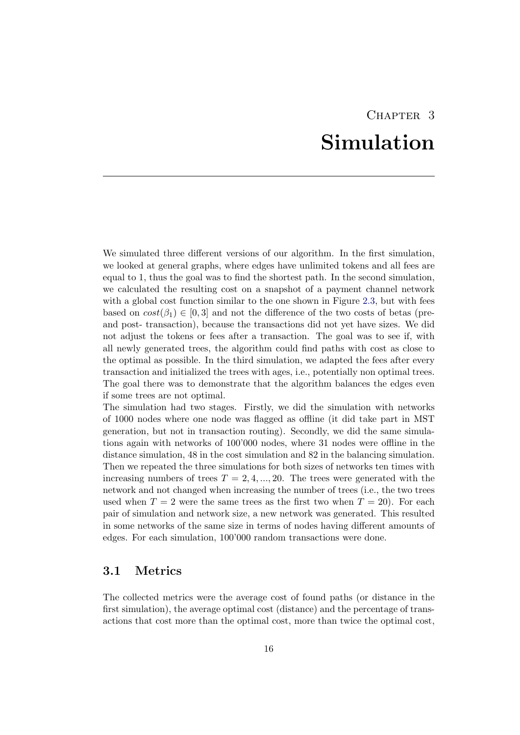# Chapter 3

# Simulation

We simulated three different versions of our algorithm. In the first simulation, we looked at general graphs, where edges have unlimited tokens and all fees are equal to 1, thus the goal was to find the shortest path. In the second simulation, we calculated the resulting cost on a snapshot of a payment channel network with a global cost function similar to the one shown in Figure 2.3, but with fees based on $cost(\beta_1) \in [0, 3]$ and not the difference of the two costs of betas (pre- and post- transaction), because the transactions did not yet have sizes. We did not adjust the tokens or fees after a transaction. The goal was to see if, with all newly generated trees, the algorithm could find paths with cost as close to the optimal as possible. In the third simulation, we adapted the fees after every transaction and initialized the trees with ages, i.e., potentially non optimal trees. The goal there was to demonstrate that the algorithm balances the edges even if some trees are not optimal.

The simulation had two stages. Firstly, we did the simulation with networks of 1000 nodes where one node was flagged as offline (it did take part in MST generation, but not in transaction routing). Secondly, we did the same simulations again with networks of 100'000 nodes, where 31 nodes were offline in the distance simulation, 48 in the cost simulation and 82 in the balancing simulation. Then we repeated the three simulations for both sizes of networks ten times with increasing numbers of trees $T = 2, 4, ..., 20$. The trees were generated with the network and not changed when increasing the number of trees (i.e., the two trees used when $T = 2$ were the same trees as the first two when $T = 20$). For each pair of simulation and network size, a new network was generated. This resulted in some networks of the same size in terms of nodes having different amounts of edges. For each simulation, 100'000 random transactions were done.

## 3.1 Metrics

The collected metrics were the average cost of found paths (or distance in the first simulation), the average optimal cost (distance) and the percentage of transactions that cost more than the optimal cost, more than twice the optimal cost,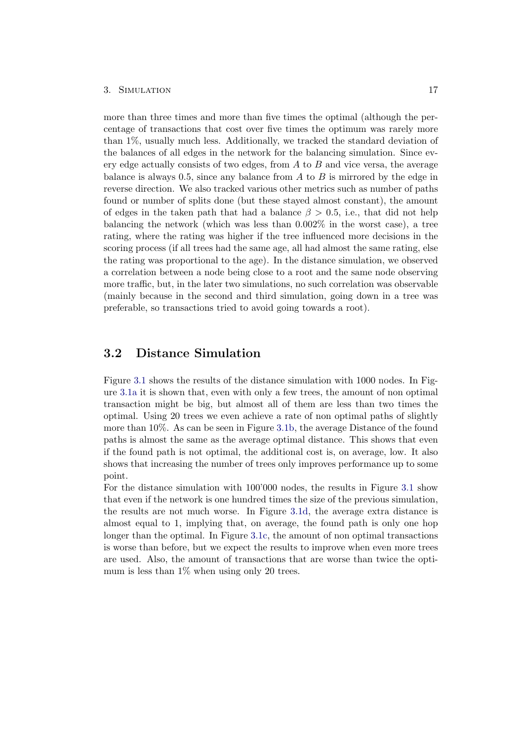more than three times and more than five times the optimal (although the percentage of transactions that cost over five times the optimum was rarely more than 1%, usually much less. Additionally, we tracked the standard deviation of the balances of all edges in the network for the balancing simulation. Since every edge actually consists of two edges, from $A$ to $B$ and vice versa, the average balance is always 0.5, since any balance from $A$ to $B$ is mirrored by the edge in reverse direction. We also tracked various other metrics such as number of paths found or number of splits done (but these stayed almost constant), the amount of edges in the taken path that had a balance $\beta > 0.5$, i.e., that did not help balancing the network (which was less than 0.002% in the worst case), a tree rating, where the rating was higher if the tree influenced more decisions in the scoring process (if all trees had the same age, all had almost the same rating, else the rating was proportional to the age). In the distance simulation, we observed a correlation between a node being close to a root and the same node observing more traffic, but, in the later two simulations, no such correlation was observable (mainly because in the second and third simulation, going down in a tree was preferable, so transactions tried to avoid going towards a root).

## 3.2 Distance Simulation

Figure 3.1 shows the results of the distance simulation with 1000 nodes. In Figure 3.1a it is shown that, even with only a few trees, the amount of non optimal transaction might be big, but almost all of them are less than two times the optimal. Using 20 trees we even achieve a rate of non optimal paths of slightly more than 10%. As can be seen in Figure 3.1b, the average Distance of the found paths is almost the same as the average optimal distance. This shows that even if the found path is not optimal, the additional cost is, on average, low. It also shows that increasing the number of trees only improves performance up to some point.

For the distance simulation with 100'000 nodes, the results in Figure 3.1 show that even if the network is one hundred times the size of the previous simulation, the results are not much worse. In Figure 3.1d, the average extra distance is almost equal to 1, implying that, on average, the found path is only one hop longer than the optimal. In Figure 3.1c, the amount of non optimal transactions is worse than before, but we expect the results to improve when even more trees are used. Also, the amount of transactions that are worse than twice the optimum is less than 1% when using only 20 trees.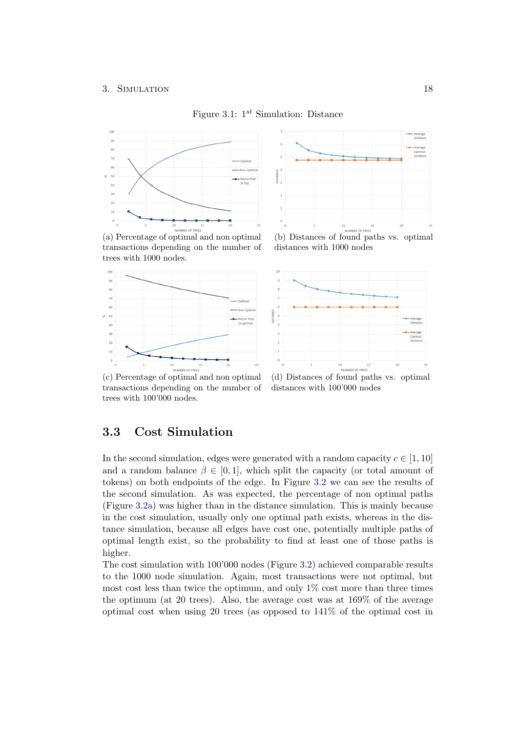Figure 3.1: $1^{st}$ Simulation: Distance

(a) Percentage of optimal and non optimal transactions depending on the number of trees with 1000 nodes.

(b) Distances of found paths vs. optimal distances with 1000 nodes

(c) Percentage of optimal and non optimal transactions depending on the number of trees with 100'000 nodes.

(d) Distances of found paths vs. optimal distances with 100'000 nodes

## 3.3 Cost Simulation

In the second simulation, edges were generated with a random capacity $c \in [1, 10]$ and a random balance $\beta \in [0, 1]$, which split the capacity (or total amount of tokens) on both endpoints of the edge. In Figure 3.2 we can see the results of the second simulation. As was expected, the percentage of non optimal paths (Figure 3.2a) was higher than in the distance simulation. This is mainly because in the cost simulation, usually only one optimal path exists, whereas in the distance simulation, because all edges have cost one, potentially multiple paths of optimal length exist, so the probability to find at least one of those paths is higher.

The cost simulation with 100'000 nodes (Figure 3.2) achieved comparable results to the 1000 node simulation. Again, most transactions were not optimal, but most cost less than twice the optimum, and only 1% cost more than three times the optimum (at 20 trees). Also, the average cost was at 169% of the average optimal cost when using 20 trees (as opposed to 141% of the optimal cost in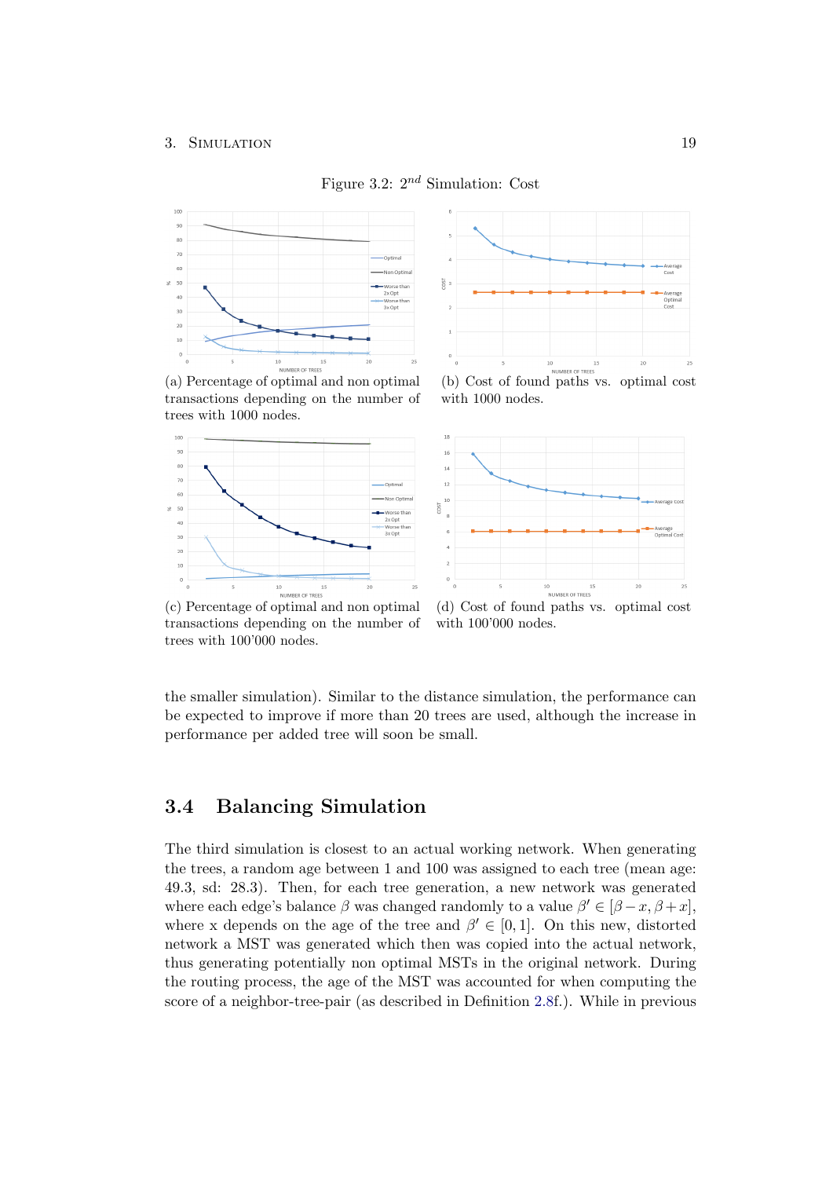Figure 3.2: $2^{nd}$ Simulation: Cost

(a) Percentage of optimal and non optimal transactions depending on the number of trees with 1000 nodes.

(b) Cost of found paths vs. optimal cost with 1000 nodes.

(c) Percentage of optimal and non optimal transactions depending on the number of trees with 100'000 nodes.

(d) Cost of found paths vs. optimal cost with 100'000 nodes.

the smaller simulation). Similar to the distance simulation, the performance can be expected to improve if more than 20 trees are used, although the increase in performance per added tree will soon be small.

## 3.4 Balancing Simulation

The third simulation is closest to an actual working network. When generating the trees, a random age between 1 and 100 was assigned to each tree (mean age: 49.3, sd: 28.3). Then, for each tree generation, a new network was generated where each edge's balance $\beta$ was changed randomly to a value $\beta' \in [\beta - x, \beta + x]$, where x depends on the age of the tree and $\beta' \in [0, 1]$. On this new, distorted network a MST was generated which then was copied into the actual network, thus generating potentially non optimal MSTs in the original network. During the routing process, the age of the MST was accounted for when computing the score of a neighbor-tree-pair (as described in Definition 2.8f.). While in previous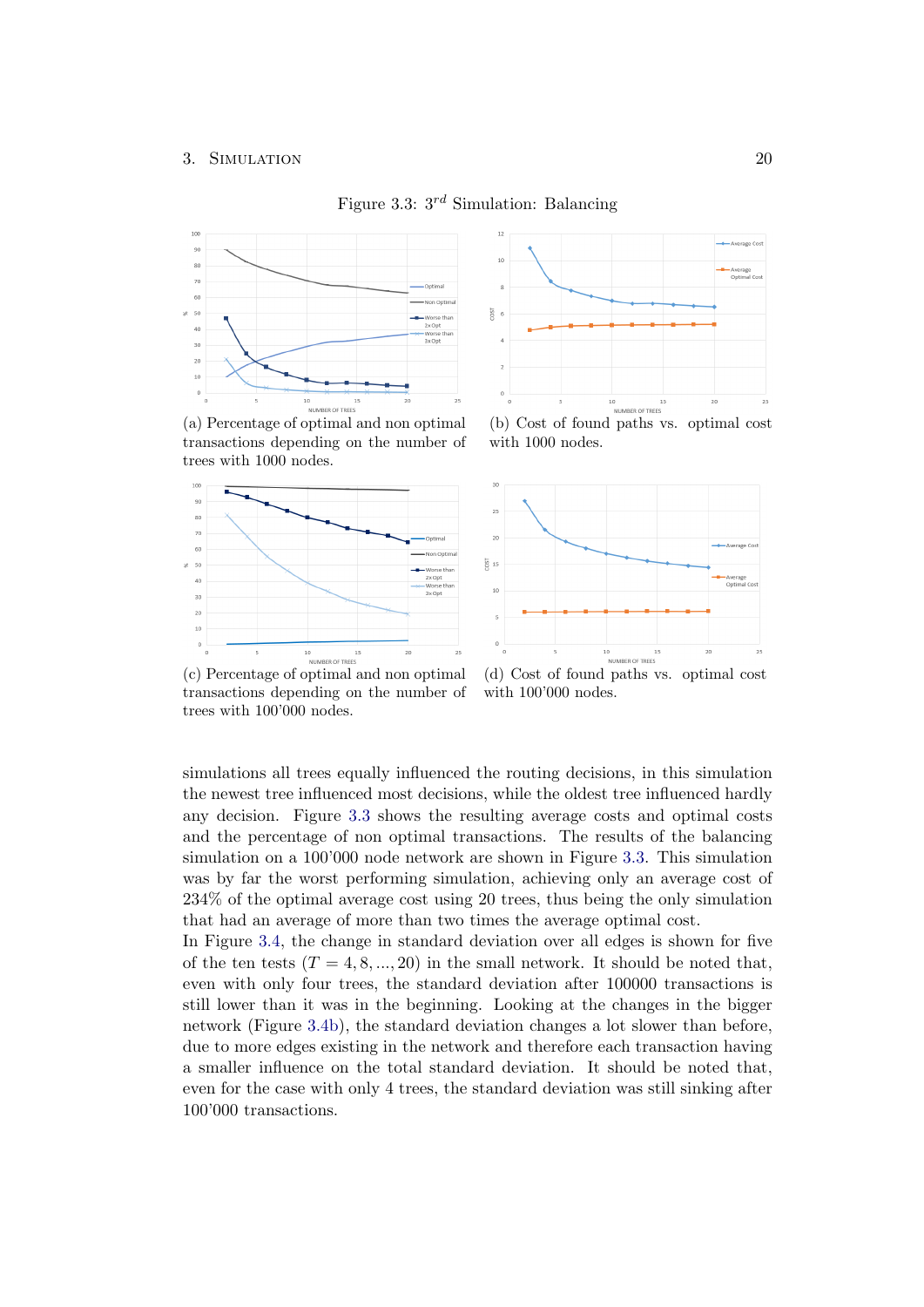Figure 3.3: $3^{rd}$ Simulation: Balancing

(a) Percentage of optimal and non optimal transactions depending on the number of trees with 1000 nodes.

(b) Cost of found paths vs. optimal cost with 1000 nodes.

(c) Percentage of optimal and non optimal transactions depending on the number of trees with 100'000 nodes.

(d) Cost of found paths vs. optimal cost with 100'000 nodes.

simulations all trees equally influenced the routing decisions, in this simulation the newest tree influenced most decisions, while the oldest tree influenced hardly any decision. Figure 3.3 shows the resulting average costs and optimal costs and the percentage of non optimal transactions. The results of the balancing simulation on a 100'000 node network are shown in Figure 3.3. This simulation was by far the worst performing simulation, achieving only an average cost of 234% of the optimal average cost using 20 trees, thus being the only simulation that had an average of more than two times the average optimal cost.

In Figure 3.4, the change in standard deviation over all edges is shown for five of the ten tests ($T = 4, 8, ..., 20$) in the small network. It should be noted that, even with only four trees, the standard deviation after 100000 transactions is still lower than it was in the beginning. Looking at the changes in the bigger network (Figure 3.4b), the standard deviation changes a lot slower than before, due to more edges existing in the network and therefore each transaction having a smaller influence on the total standard deviation. It should be noted that, even for the case with only 4 trees, the standard deviation was still sinking after 100'000 transactions.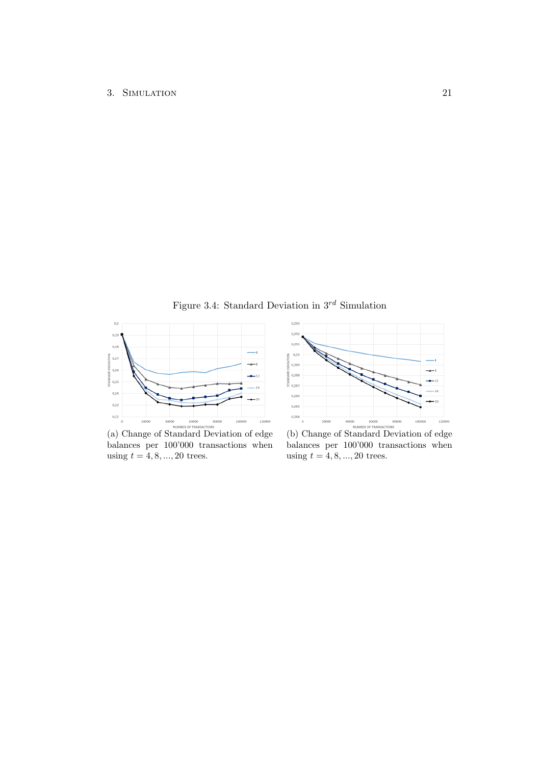Figure 3.4: Standard Deviation in $3^{rd}$ Simulation

(a) Change of Standard Deviation of edge balances per 100'000 transactions when using $t = 4, 8, ..., 20$ trees.

(b) Change of Standard Deviation of edge balances per 100'000 transactions when using $t = 4, 8, ..., 20$ trees.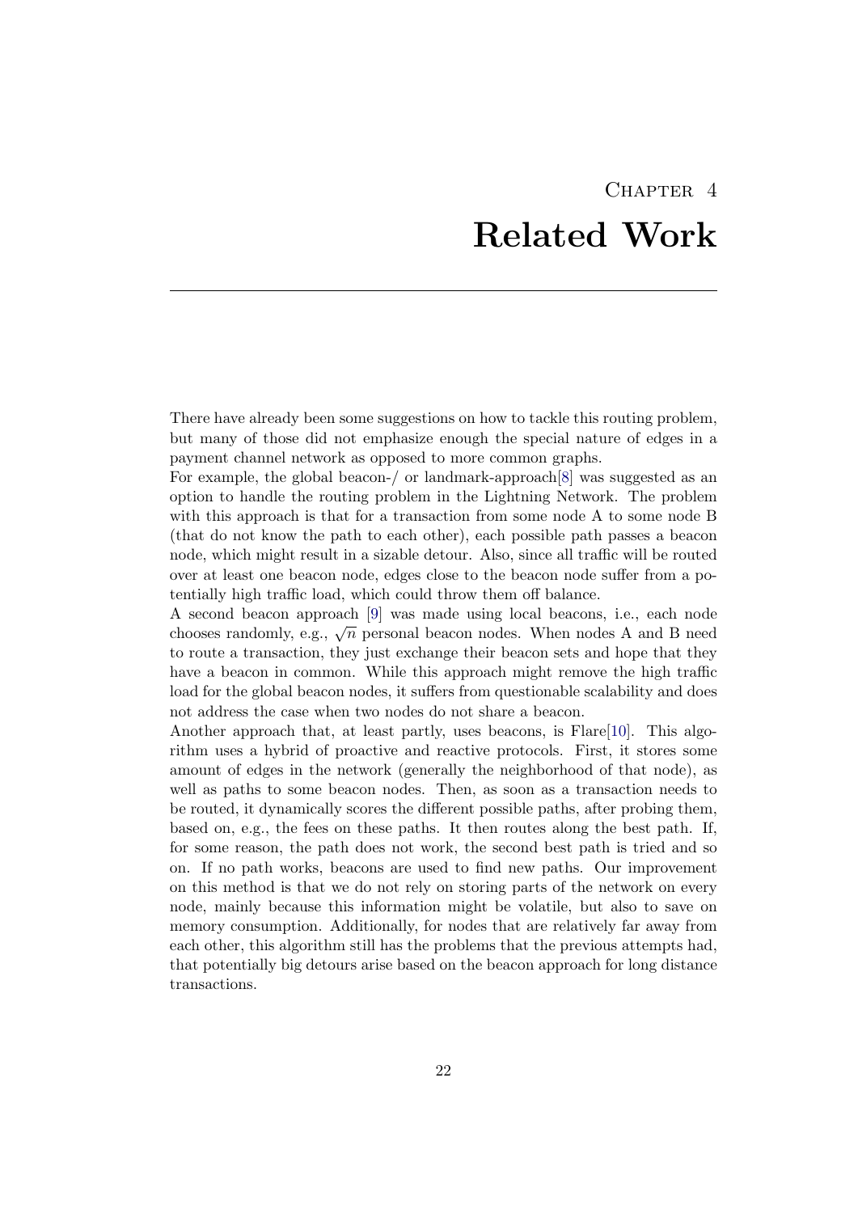# Chapter 4
# Related Work

There have already been some suggestions on how to tackle this routing problem, but many of those did not emphasize enough the special nature of edges in a payment channel network as opposed to more common graphs.
For example, the global beacon-/ or landmark-approach[8] was suggested as an option to handle the routing problem in the Lightning Network. The problem with this approach is that for a transaction from some node A to some node B (that do not know the path to each other), each possible path passes a beacon node, which might result in a sizable detour. Also, since all traffic will be routed over at least one beacon node, edges close to the beacon node suffer from a potentially high traffic load, which could throw them off balance.
A second beacon approach [9] was made using local beacons, i.e., each node chooses randomly, e.g., $\sqrt{n}$ personal beacon nodes. When nodes A and B need to route a transaction, they just exchange their beacon sets and hope that they have a beacon in common. While this approach might remove the high traffic load for the global beacon nodes, it suffers from questionable scalability and does not address the case when two nodes do not share a beacon.
Another approach that, at least partly, uses beacons, is Flare[10]. This algorithm uses a hybrid of proactive and reactive protocols. First, it stores some amount of edges in the network (generally the neighborhood of that node), as well as paths to some beacon nodes. Then, as soon as a transaction needs to be routed, it dynamically scores the different possible paths, after probing them, based on, e.g., the fees on these paths. It then routes along the best path. If, for some reason, the path does not work, the second best path is tried and so on. If no path works, beacons are used to find new paths. Our improvement on this method is that we do not rely on storing parts of the network on every node, mainly because this information might be volatile, but also to save on memory consumption. Additionally, for nodes that are relatively far away from each other, this algorithm still has the problems that the previous attempts had, that potentially big detours arise based on the beacon approach for long distance transactions.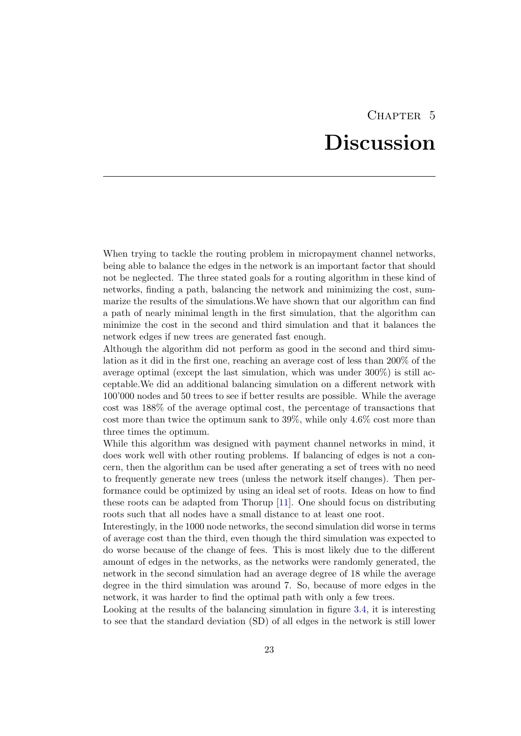# Chapter 5

# Discussion

When trying to tackle the routing problem in micropayment channel networks, being able to balance the edges in the network is an important factor that should not be neglected. The three stated goals for a routing algorithm in these kind of networks, finding a path, balancing the network and minimizing the cost, summarize the results of the simulations.We have shown that our algorithm can find a path of nearly minimal length in the first simulation, that the algorithm can minimize the cost in the second and third simulation and that it balances the network edges if new trees are generated fast enough.

Although the algorithm did not perform as good in the second and third simulation as it did in the first one, reaching an average cost of less than 200% of the average optimal (except the last simulation, which was under 300%) is still acceptable.We did an additional balancing simulation on a different network with 100'000 nodes and 50 trees to see if better results are possible. While the average cost was 188% of the average optimal cost, the percentage of transactions that cost more than twice the optimum sank to 39%, while only 4.6% cost more than three times the optimum.

While this algorithm was designed with payment channel networks in mind, it does work well with other routing problems. If balancing of edges is not a concern, then the algorithm can be used after generating a set of trees with no need to frequently generate new trees (unless the network itself changes). Then performance could be optimized by using an ideal set of roots. Ideas on how to find these roots can be adapted from Thorup [11]. One should focus on distributing roots such that all nodes have a small distance to at least one root.

Interestingly, in the 1000 node networks, the second simulation did worse in terms of average cost than the third, even though the third simulation was expected to do worse because of the change of fees. This is most likely due to the different amount of edges in the networks, as the networks were randomly generated, the network in the second simulation had an average degree of 18 while the average degree in the third simulation was around 7. So, because of more edges in the network, it was harder to find the optimal path with only a few trees.

Looking at the results of the balancing simulation in figure 3.4, it is interesting to see that the standard deviation (SD) of all edges in the network is still lower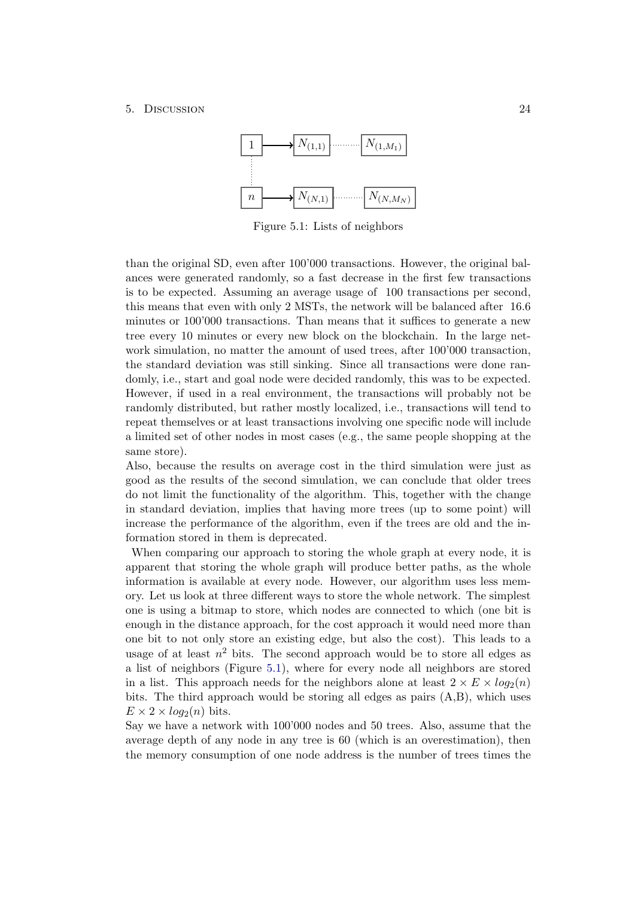Figure 5.1: Lists of neighbors

than the original SD, even after 100'000 transactions. However, the original balances were generated randomly, so a fast decrease in the first few transactions is to be expected. Assuming an average usage of 100 transactions per second, this means that even with only 2 MSTs, the network will be balanced after 16.6 minutes or 100'000 transactions. Than means that it suffices to generate a new tree every 10 minutes or every new block on the blockchain. In the large network simulation, no matter the amount of used trees, after 100'000 transaction, the standard deviation was still sinking. Since all transactions were done randomly, i.e., start and goal node were decided randomly, this was to be expected. However, if used in a real environment, the transactions will probably not be randomly distributed, but rather mostly localized, i.e., transactions will tend to repeat themselves or at least transactions involving one specific node will include a limited set of other nodes in most cases (e.g., the same people shopping at the same store).
Also, because the results on average cost in the third simulation were just as good as the results of the second simulation, we can conclude that older trees do not limit the functionality of the algorithm. This, together with the change in standard deviation, implies that having more trees (up to some point) will increase the performance of the algorithm, even if the trees are old and the information stored in them is deprecated.
When comparing our approach to storing the whole graph at every node, it is apparent that storing the whole graph will produce better paths, as the whole information is available at every node. However, our algorithm uses less memory. Let us look at three different ways to store the whole network. The simplest one is using a bitmap to store, which nodes are connected to which (one bit is enough in the distance approach, for the cost approach it would need more than one bit to not only store an existing edge, but also the cost). This leads to a usage of at least $n^2$ bits. The second approach would be to store all edges as a list of neighbors (Figure 5.1), where for every node all neighbors are stored in a list. This approach needs for the neighbors alone at least $2 \times E \times log_2(n)$ bits. The third approach would be storing all edges as pairs (A,B), which uses $E \times 2 \times log_2(n)$ bits.
Say we have a network with 100'000 nodes and 50 trees. Also, assume that the average depth of any node in any tree is 60 (which is an overestimation), then the memory consumption of one node address is the number of trees times the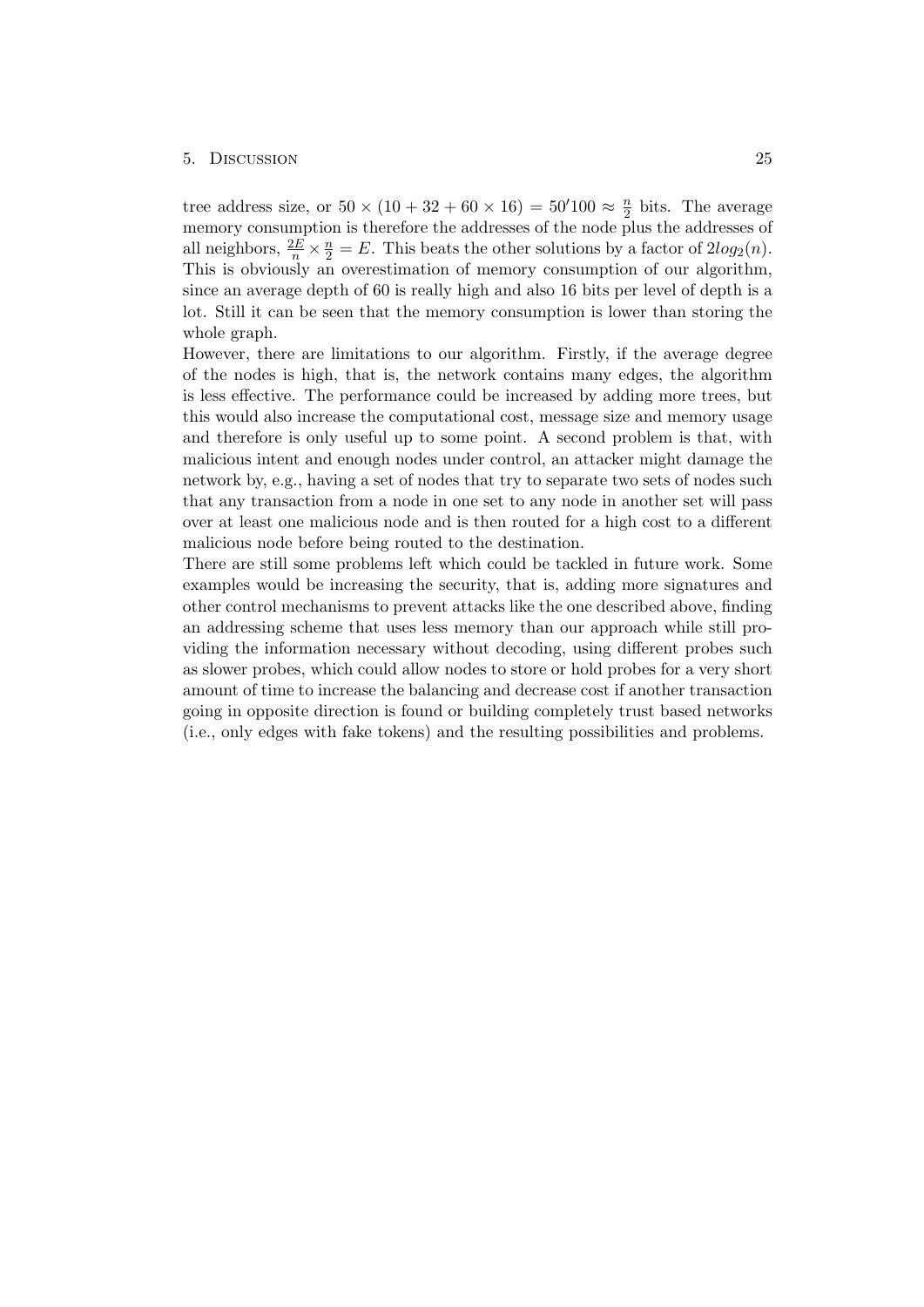tree address size, or $50 \times (10 + 32 + 60 \times 16) = 50'100 \approx \frac{n}{2}$ bits. The average memory consumption is therefore the addresses of the node plus the addresses of all neighbors, $\frac{2E}{n} \times \frac{n}{2} = E$. This beats the other solutions by a factor of $2log_2(n)$. This is obviously an overestimation of memory consumption of our algorithm, since an average depth of 60 is really high and also 16 bits per level of depth is a lot. Still it can be seen that the memory consumption is lower than storing the whole graph.

However, there are limitations to our algorithm. Firstly, if the average degree of the nodes is high, that is, the network contains many edges, the algorithm is less effective. The performance could be increased by adding more trees, but this would also increase the computational cost, message size and memory usage and therefore is only useful up to some point. A second problem is that, with malicious intent and enough nodes under control, an attacker might damage the network by, e.g., having a set of nodes that try to separate two sets of nodes such that any transaction from a node in one set to any node in another set will pass over at least one malicious node and is then routed for a high cost to a different malicious node before being routed to the destination.

There are still some problems left which could be tackled in future work. Some examples would be increasing the security, that is, adding more signatures and other control mechanisms to prevent attacks like the one described above, finding an addressing scheme that uses less memory than our approach while still providing the information necessary without decoding, using different probes such as slower probes, which could allow nodes to store or hold probes for a very short amount of time to increase the balancing and decrease cost if another transaction going in opposite direction is found or building completely trust based networks (i.e., only edges with fake tokens) and the resulting possibilities and problems.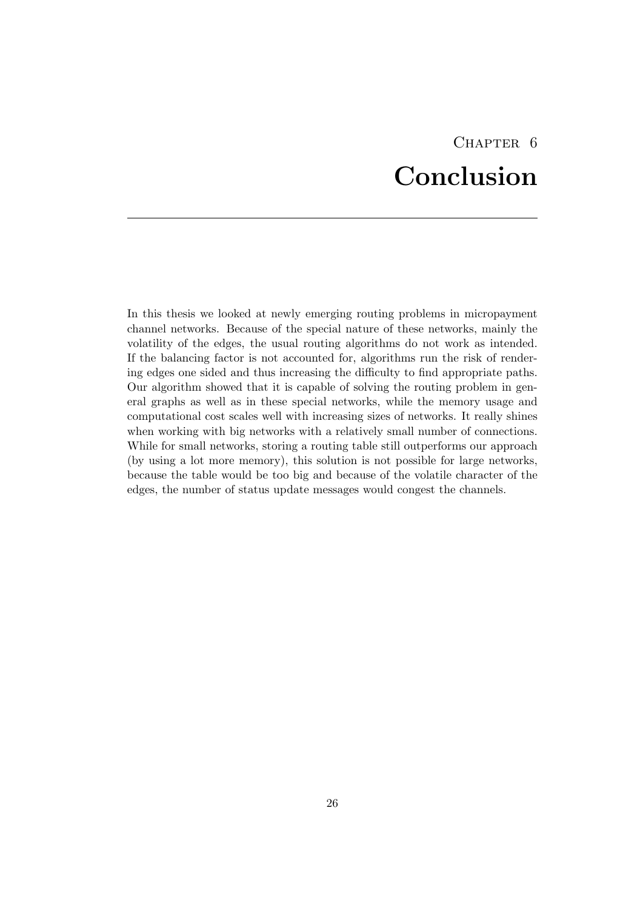# Chapter 6
# Conclusion

In this thesis we looked at newly emerging routing problems in micropayment channel networks. Because of the special nature of these networks, mainly the volatility of the edges, the usual routing algorithms do not work as intended. If the balancing factor is not accounted for, algorithms run the risk of rendering edges one sided and thus increasing the difficulty to find appropriate paths. Our algorithm showed that it is capable of solving the routing problem in general graphs as well as in these special networks, while the memory usage and computational cost scales well with increasing sizes of networks. It really shines when working with big networks with a relatively small number of connections. While for small networks, storing a routing table still outperforms our approach (by using a lot more memory), this solution is not possible for large networks, because the table would be too big and because of the volatile character of the edges, the number of status update messages would congest the channels.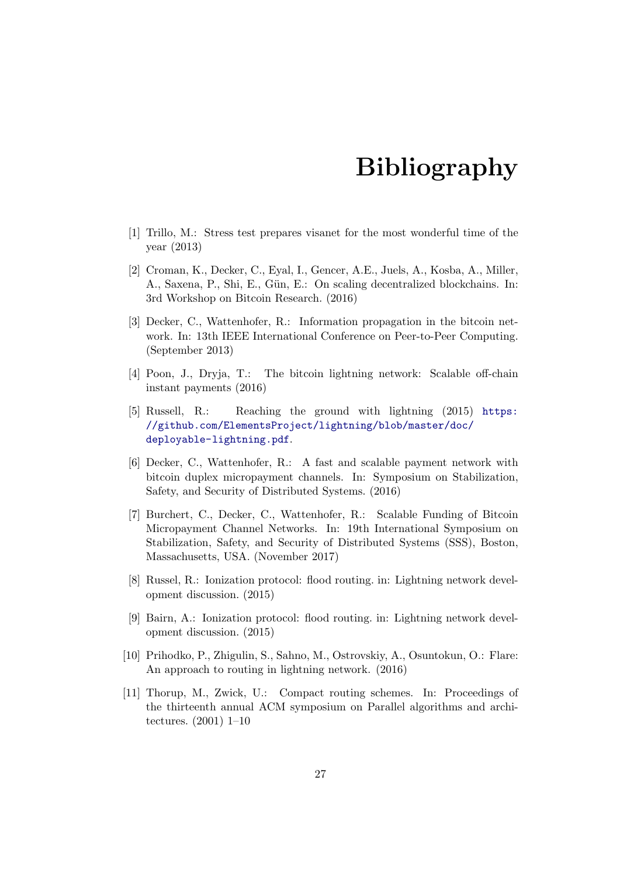# Bibliography

[1] Trillo, M.: Stress test prepares visanet for the most wonderful time of the year (2013)

[2] Croman, K., Decker, C., Eyal, I., Gencer, A.E., Juels, A., Kosba, A., Miller, A., Saxena, P., Shi, E., Gün, E.: On scaling decentralized blockchains. In: 3rd Workshop on Bitcoin Research. (2016)

[3] Decker, C., Wattenhofer, R.: Information propagation in the bitcoin network. In: 13th IEEE International Conference on Peer-to-Peer Computing. (September 2013)

[4] Poon, J., Dryja, T.: The bitcoin lightning network: Scalable off-chain instant payments (2016)

[5] Russell, R.: Reaching the ground with lightning (2015) https://github.com/ElementsProject/lightning/blob/master/doc/deployable-lightning.pdf.

[6] Decker, C., Wattenhofer, R.: A fast and scalable payment network with bitcoin duplex micropayment channels. In: Symposium on Stabilization, Safety, and Security of Distributed Systems. (2016)

[7] Burchert, C., Decker, C., Wattenhofer, R.: Scalable Funding of Bitcoin Micropayment Channel Networks. In: 19th International Symposium on Stabilization, Safety, and Security of Distributed Systems (SSS), Boston, Massachusetts, USA. (November 2017)

[8] Russel, R.: Ionization protocol: flood routing. in: Lightning network development discussion. (2015)

[9] Bairn, A.: Ionization protocol: flood routing. in: Lightning network development discussion. (2015)

[10] Prihodko, P., Zhigulin, S., Sahno, M., Ostrovskiy, A., Osuntokun, O.: Flare: An approach to routing in lightning network. (2016)

[11] Thorup, M., Zwick, U.: Compact routing schemes. In: Proceedings of the thirteenth annual ACM symposium on Parallel algorithms and architectures. (2001) 1–10